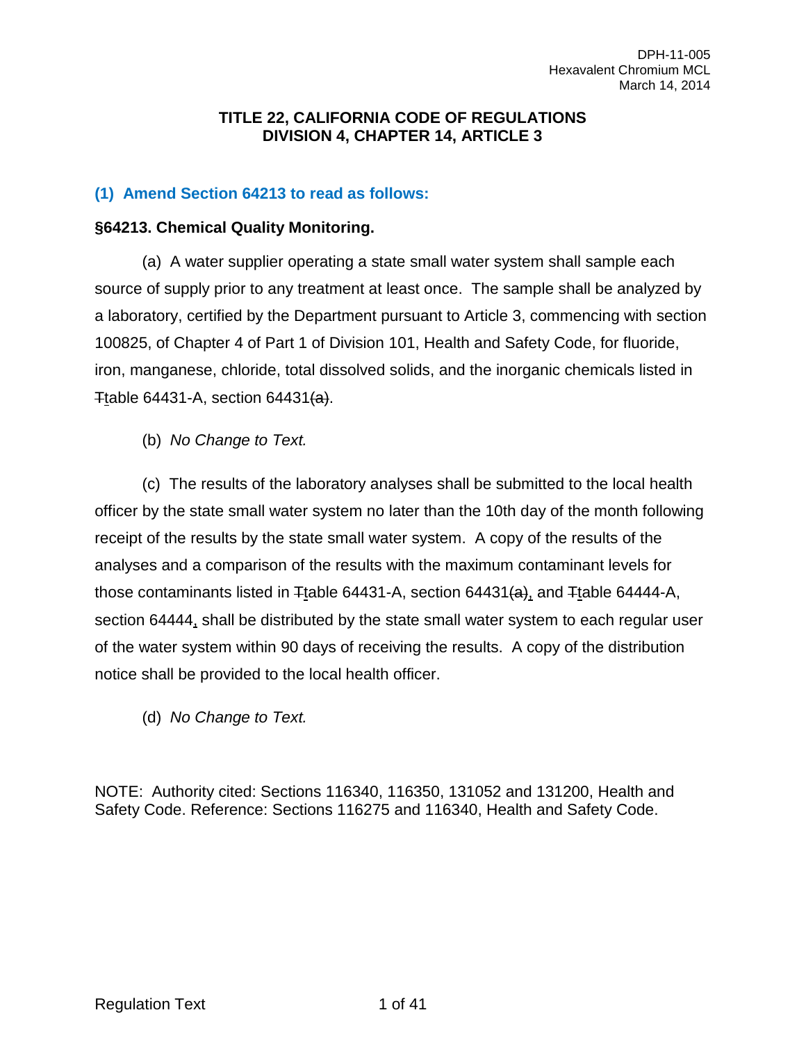### TITLE 22, CALIFORNIA CODE OF REGULATIONS
### DIVISION 4, CHAPTER 14, ARTICLE 3

## (1) Amend Section 64213 to read as follows:

### §64213. Chemical Quality Monitoring.

(a) A water supplier operating a state small water system shall sample each source of supply prior to any treatment at least once. The sample shall be analyzed by a laboratory, certified by the Department pursuant to Article 3, commencing with section 100825, of Chapter 4 of Part 1 of Division 101, Health and Safety Code, for fluoride, iron, manganese, chloride, total dissolved solids, and the inorganic chemicals listed in ~~T~~table 64431-A, section 64431~~(a)~~.

(b) *No Change to Text.*

(c) The results of the laboratory analyses shall be submitted to the local health officer by the state small water system no later than the 10th day of the month following receipt of the results by the state small water system. A copy of the results of the analyses and a comparison of the results with the maximum contaminant levels for those contaminants listed in ~~T~~table 64431-A, section 64431~~(a)~~, and ~~T~~table 64444-A, section 64444, shall be distributed by the state small water system to each regular user of the water system within 90 days of receiving the results. A copy of the distribution notice shall be provided to the local health officer.

(d) *No Change to Text.*

NOTE: Authority cited: Sections 116340, 116350, 131052 and 131200, Health and Safety Code. Reference: Sections 116275 and 116340, Health and Safety Code.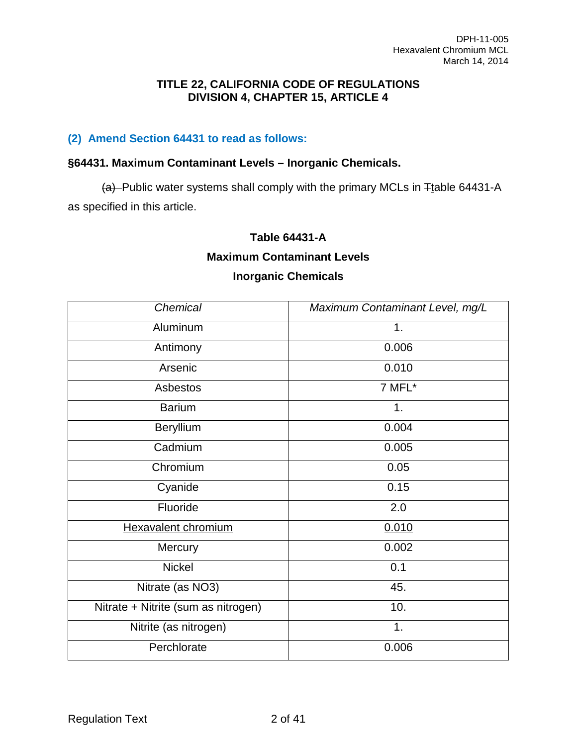### TITLE 22, CALIFORNIA CODE OF REGULATIONS
### DIVISION 4, CHAPTER 15, ARTICLE 4

**(2) Amend Section 64431 to read as follows:**

**§64431. Maximum Contaminant Levels – Inorganic Chemicals.**

~~(a)~~ Public water systems shall comply with the primary MCLs in ~~T~~table 64431-A as specified in this article.

**Table 64431-A**

**Maximum Contaminant Levels**

**Inorganic Chemicals**

| *Chemical* | *Maximum Contaminant Level, mg/L* |
|---|---|
| Aluminum | 1. |
| Antimony | 0.006 |
| Arsenic | 0.010 |
| Asbestos | 7 MFL* |
| Barium | 1. |
| Beryllium | 0.004 |
| Cadmium | 0.005 |
| Chromium | 0.05 |
| Cyanide | 0.15 |
| Fluoride | 2.0 |
| <u>Hexavalent chromium</u> | <u>0.010</u> |
| Mercury | 0.002 |
| Nickel | 0.1 |
| Nitrate (as NO3) | 45. |
| Nitrate + Nitrite (sum as nitrogen) | 10. |
| Nitrite (as nitrogen) | 1. |
| Perchlorate | 0.006 |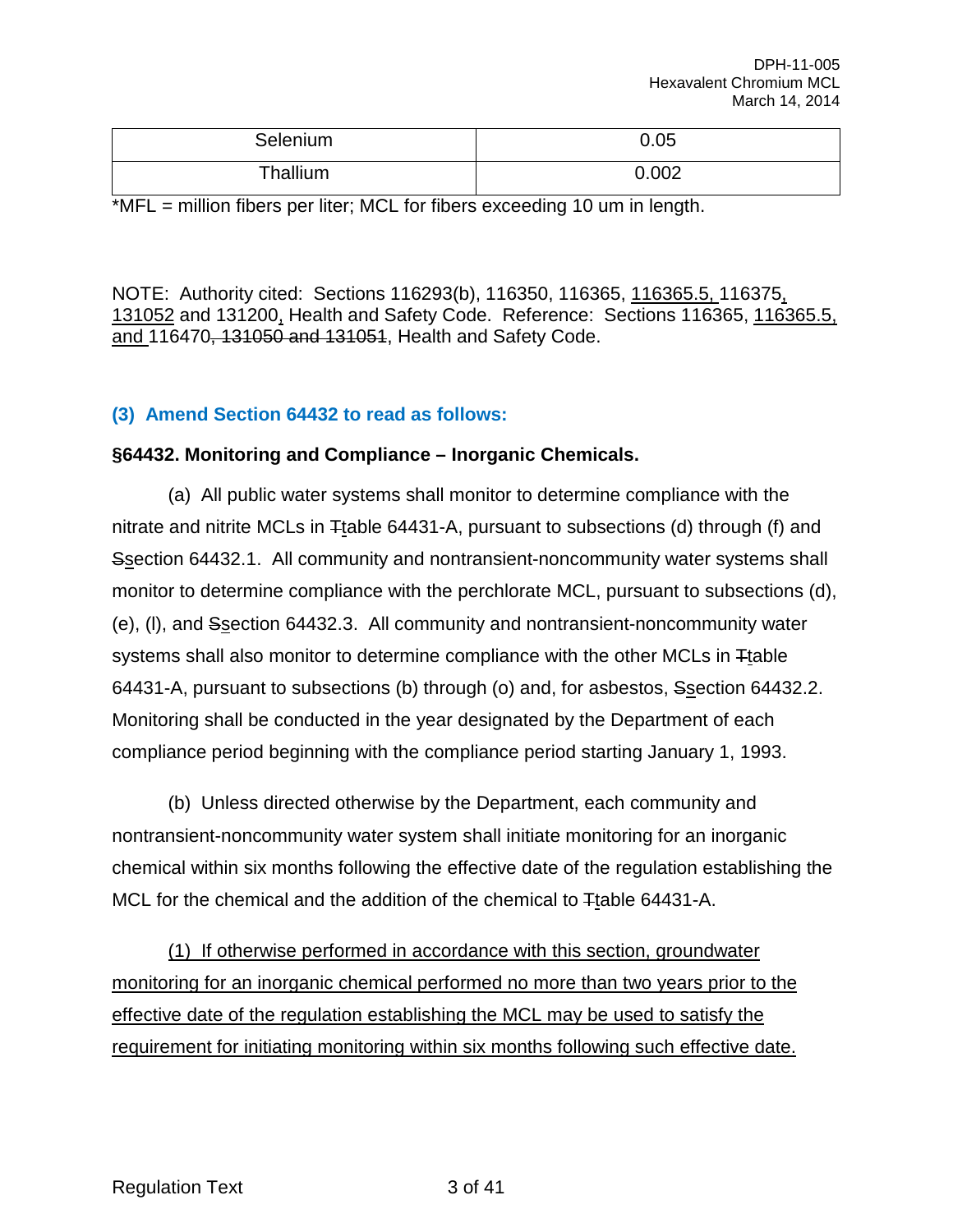| Selenium | 0.05 |
| --- | --- |
| Thallium | 0.002 |

*MFL = million fibers per liter; MCL for fibers exceeding 10 um in length.

NOTE: Authority cited: Sections 116293(b), 116350, 116365, <u>116365.5,</u> 116375<u>,</u> <u>131052</u> and 131200<u>,</u> Health and Safety Code. Reference: Sections 116365, <u>116365.5, and</u> 116470~~, 131050 and 131051~~, Health and Safety Code.

### (3) Amend Section 64432 to read as follows:

**§64432. Monitoring and Compliance – Inorganic Chemicals.**

(a) All public water systems shall monitor to determine compliance with the nitrate and nitrite MCLs in ~~T~~<u>t</u>able 64431-A, pursuant to subsections (d) through (f) and ~~S~~<u>s</u>ection 64432.1. All community and nontransient-noncommunity water systems shall monitor to determine compliance with the perchlorate MCL, pursuant to subsections (d), (e), (l), and ~~S~~<u>s</u>ection 64432.3. All community and nontransient-noncommunity water systems shall also monitor to determine compliance with the other MCLs in ~~T~~<u>t</u>able 64431-A, pursuant to subsections (b) through (o) and, for asbestos, ~~S~~<u>s</u>ection 64432.2. Monitoring shall be conducted in the year designated by the Department of each compliance period beginning with the compliance period starting January 1, 1993.

(b) Unless directed otherwise by the Department, each community and nontransient-noncommunity water system shall initiate monitoring for an inorganic chemical within six months following the effective date of the regulation establishing the MCL for the chemical and the addition of the chemical to ~~T~~<u>t</u>able 64431-A.

<u>(1) If otherwise performed in accordance with this section, groundwater monitoring for an inorganic chemical performed no more than two years prior to the effective date of the regulation establishing the MCL may be used to satisfy the requirement for initiating monitoring within six months following such effective date.</u>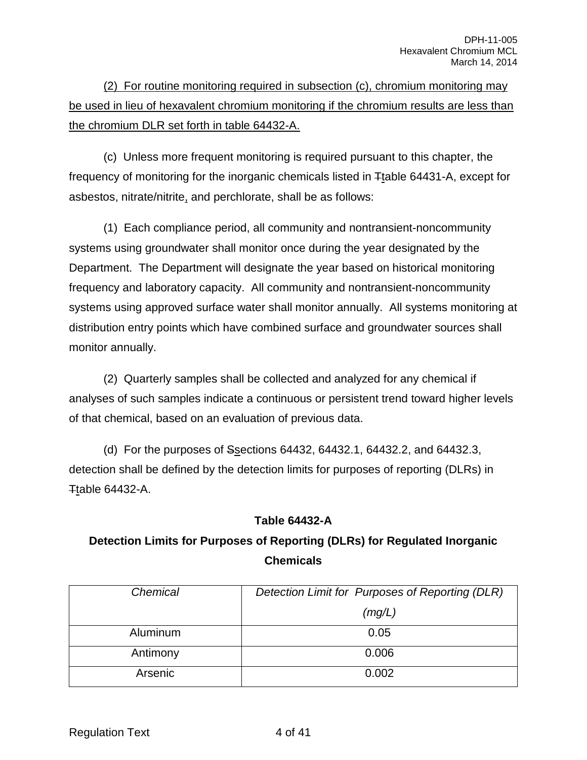(2) For routine monitoring required in subsection (c), chromium monitoring may be used in lieu of hexavalent chromium monitoring if the chromium results are less than the chromium DLR set forth in table 64432-A.

(c) Unless more frequent monitoring is required pursuant to this chapter, the frequency of monitoring for the inorganic chemicals listed in ~~T~~table 64431-A, except for asbestos, nitrate/nitrite, and perchlorate, shall be as follows:

(1) Each compliance period, all community and nontransient-noncommunity systems using groundwater shall monitor once during the year designated by the Department. The Department will designate the year based on historical monitoring frequency and laboratory capacity. All community and nontransient-noncommunity systems using approved surface water shall monitor annually. All systems monitoring at distribution entry points which have combined surface and groundwater sources shall monitor annually.

(2) Quarterly samples shall be collected and analyzed for any chemical if analyses of such samples indicate a continuous or persistent trend toward higher levels of that chemical, based on an evaluation of previous data.

(d) For the purposes of ~~S~~sections 64432, 64432.1, 64432.2, and 64432.3, detection shall be defined by the detection limits for purposes of reporting (DLRs) in ~~T~~table 64432-A.

**Table 64432-A**

**Detection Limits for Purposes of Reporting (DLRs) for Regulated Inorganic Chemicals**

| *Chemical* | *Detection Limit for Purposes of Reporting (DLR) (mg/L)* |
|---|---|
| Aluminum | 0.05 |
| Antimony | 0.006 |
| Arsenic | 0.002 |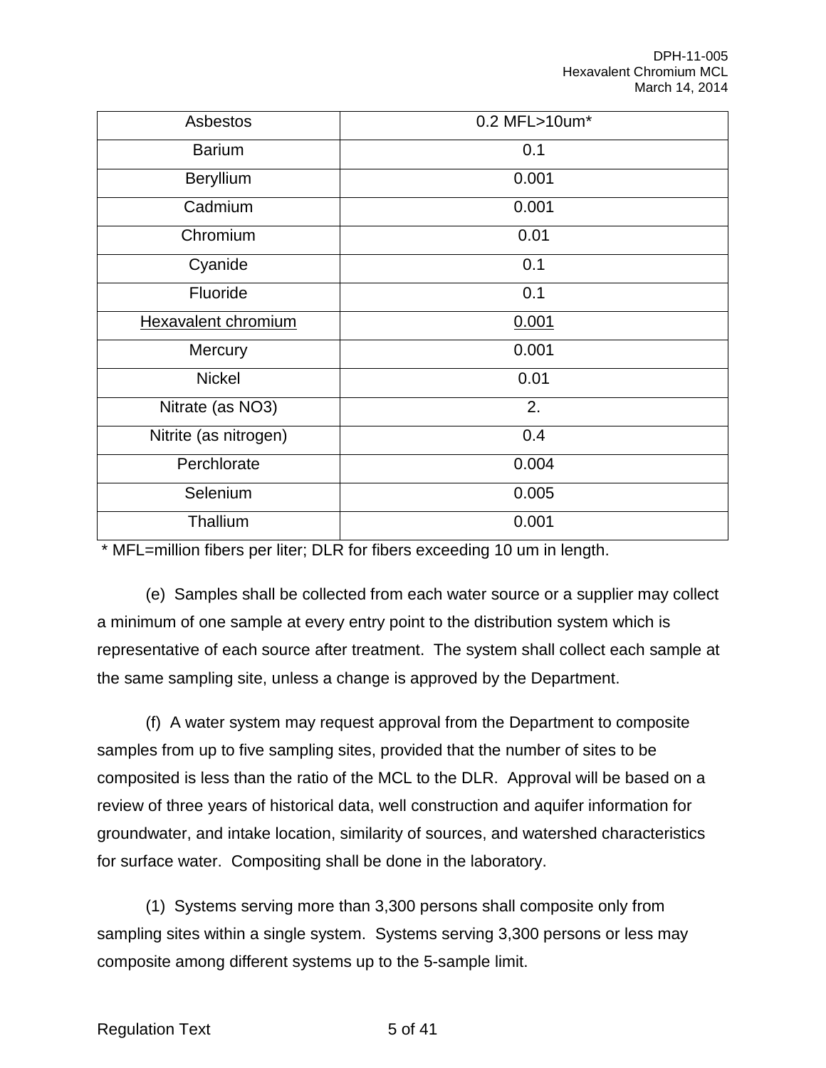| Asbestos | 0.2 MFL>10um* |
|---|---|
| Barium | 0.1 |
| Beryllium | 0.001 |
| Cadmium | 0.001 |
| Chromium | 0.01 |
| Cyanide | 0.1 |
| Fluoride | 0.1 |
| <u>Hexavalent chromium</u> | <u>0.001</u> |
| Mercury | 0.001 |
| Nickel | 0.01 |
| Nitrate (as NO3) | 2. |
| Nitrite (as nitrogen) | 0.4 |
| Perchlorate | 0.004 |
| Selenium | 0.005 |
| Thallium | 0.001 |

* MFL=million fibers per liter; DLR for fibers exceeding 10 um in length.

(e) Samples shall be collected from each water source or a supplier may collect a minimum of one sample at every entry point to the distribution system which is representative of each source after treatment. The system shall collect each sample at the same sampling site, unless a change is approved by the Department.

(f) A water system may request approval from the Department to composite samples from up to five sampling sites, provided that the number of sites to be composited is less than the ratio of the MCL to the DLR. Approval will be based on a review of three years of historical data, well construction and aquifer information for groundwater, and intake location, similarity of sources, and watershed characteristics for surface water. Compositing shall be done in the laboratory.

(1) Systems serving more than 3,300 persons shall composite only from sampling sites within a single system. Systems serving 3,300 persons or less may composite among different systems up to the 5-sample limit.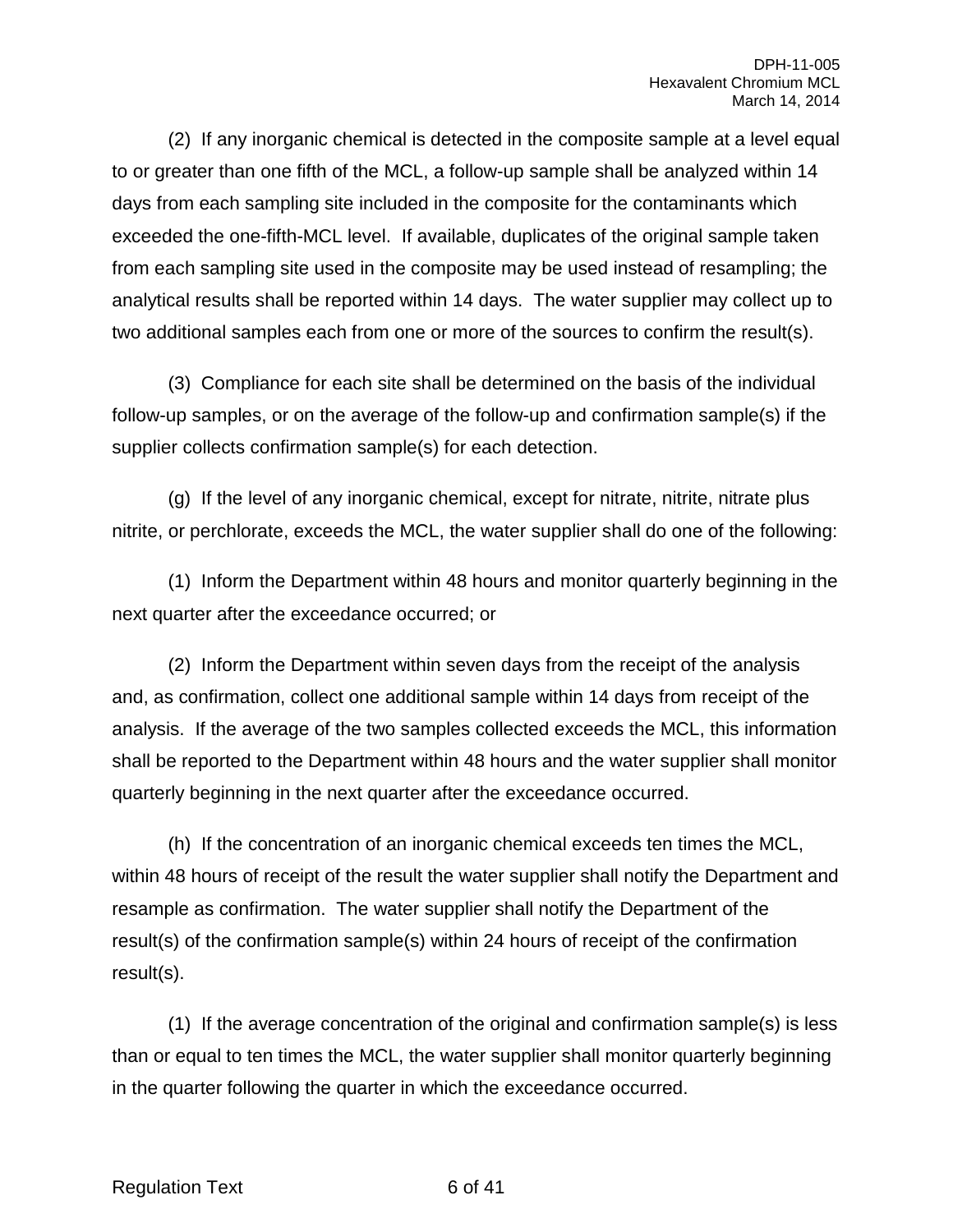(2)  If any inorganic chemical is detected in the composite sample at a level equal to or greater than one fifth of the MCL, a follow-up sample shall be analyzed within 14 days from each sampling site included in the composite for the contaminants which exceeded the one-fifth-MCL level.  If available, duplicates of the original sample taken from each sampling site used in the composite may be used instead of resampling; the analytical results shall be reported within 14 days.  The water supplier may collect up to two additional samples each from one or more of the sources to confirm the result(s).

(3)  Compliance for each site shall be determined on the basis of the individual follow-up samples, or on the average of the follow-up and confirmation sample(s) if the supplier collects confirmation sample(s) for each detection.

(g)  If the level of any inorganic chemical, except for nitrate, nitrite, nitrate plus nitrite, or perchlorate, exceeds the MCL, the water supplier shall do one of the following:

(1)  Inform the Department within 48 hours and monitor quarterly beginning in the next quarter after the exceedance occurred; or

(2)  Inform the Department within seven days from the receipt of the analysis and, as confirmation, collect one additional sample within 14 days from receipt of the analysis.  If the average of the two samples collected exceeds the MCL, this information shall be reported to the Department within 48 hours and the water supplier shall monitor quarterly beginning in the next quarter after the exceedance occurred.

(h)  If the concentration of an inorganic chemical exceeds ten times the MCL, within 48 hours of receipt of the result the water supplier shall notify the Department and resample as confirmation.  The water supplier shall notify the Department of the result(s) of the confirmation sample(s) within 24 hours of receipt of the confirmation result(s).

(1)  If the average concentration of the original and confirmation sample(s) is less than or equal to ten times the MCL, the water supplier shall monitor quarterly beginning in the quarter following the quarter in which the exceedance occurred.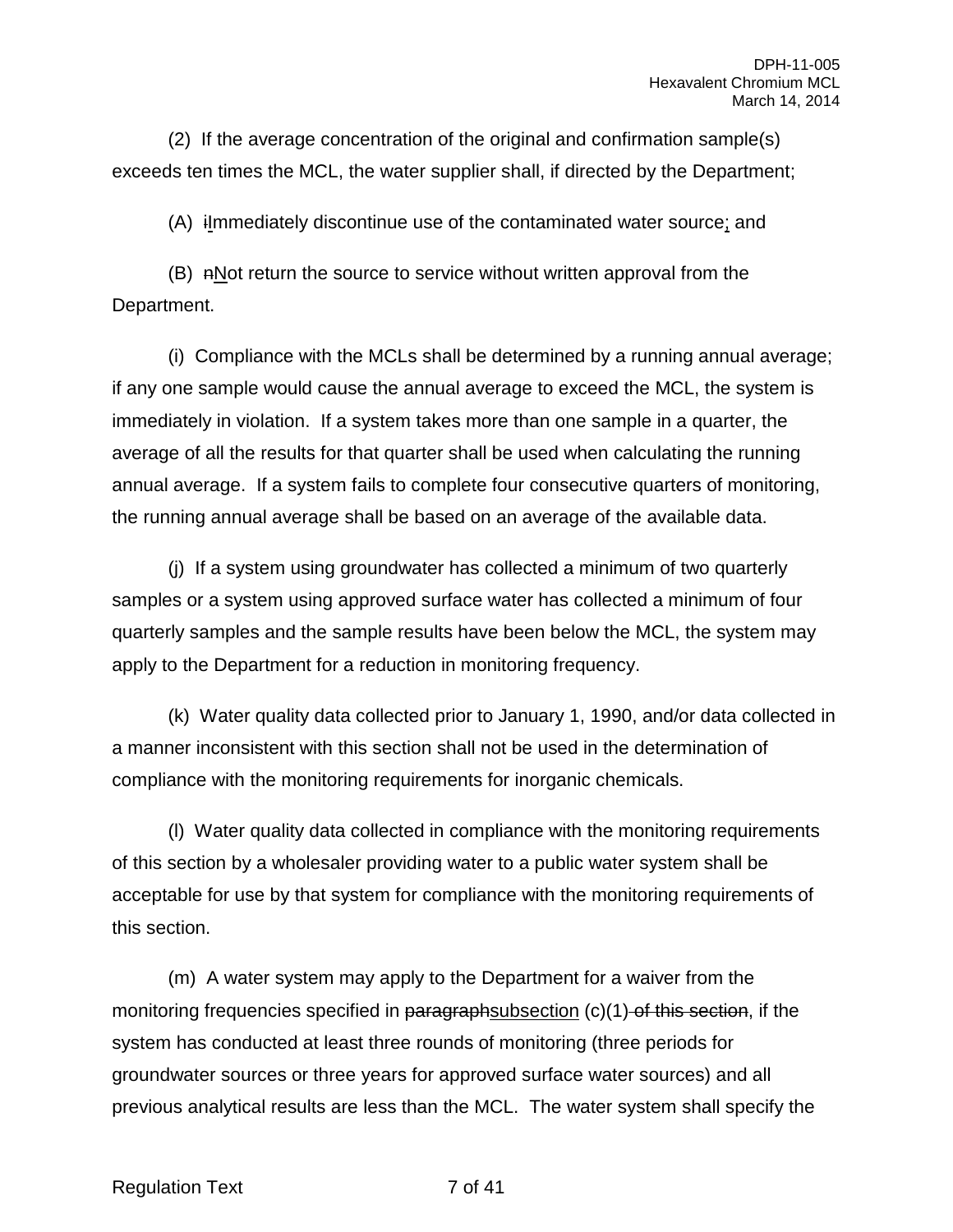(2) If the average concentration of the original and confirmation sample(s) exceeds ten times the MCL, the water supplier shall, if directed by the Department;

(A) ~~i~~Immediately discontinue use of the contaminated water source; and

(B) ~~n~~Not return the source to service without written approval from the Department.

(i) Compliance with the MCLs shall be determined by a running annual average; if any one sample would cause the annual average to exceed the MCL, the system is immediately in violation. If a system takes more than one sample in a quarter, the average of all the results for that quarter shall be used when calculating the running annual average. If a system fails to complete four consecutive quarters of monitoring, the running annual average shall be based on an average of the available data.

(j) If a system using groundwater has collected a minimum of two quarterly samples or a system using approved surface water has collected a minimum of four quarterly samples and the sample results have been below the MCL, the system may apply to the Department for a reduction in monitoring frequency.

(k) Water quality data collected prior to January 1, 1990, and/or data collected in a manner inconsistent with this section shall not be used in the determination of compliance with the monitoring requirements for inorganic chemicals.

(l) Water quality data collected in compliance with the monitoring requirements of this section by a wholesaler providing water to a public water system shall be acceptable for use by that system for compliance with the monitoring requirements of this section.

(m) A water system may apply to the Department for a waiver from the monitoring frequencies specified in ~~paragraph~~subsection (c)(1)~~ of this section~~, if the system has conducted at least three rounds of monitoring (three periods for groundwater sources or three years for approved surface water sources) and all previous analytical results are less than the MCL. The water system shall specify the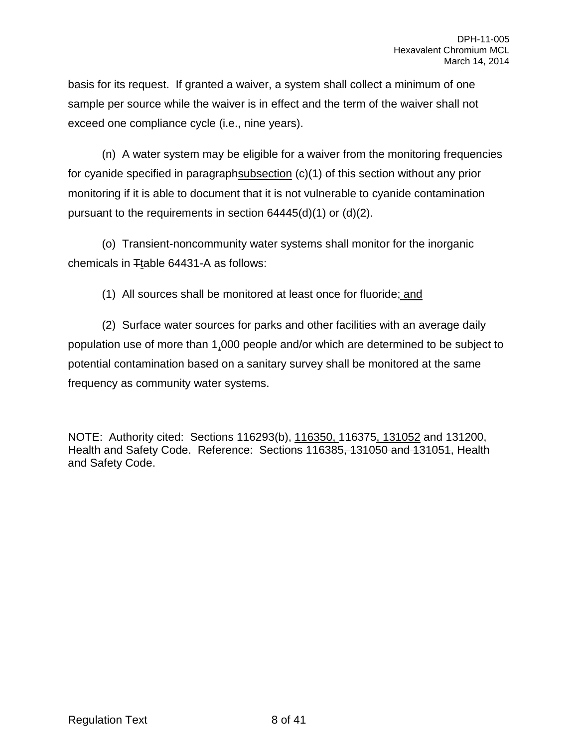basis for its request. If granted a waiver, a system shall collect a minimum of one sample per source while the waiver is in effect and the term of the waiver shall not exceed one compliance cycle (i.e., nine years).

(n) A water system may be eligible for a waiver from the monitoring frequencies for cyanide specified in ~~paragraph~~<u>subsection</u> (c)(1)~~ of this section~~ without any prior monitoring if it is able to document that it is not vulnerable to cyanide contamination pursuant to the requirements in section 64445(d)(1) or (d)(2).

(o) Transient-noncommunity water systems shall monitor for the inorganic chemicals in ~~T~~<u>t</u>able 64431-A as follows:

(1) All sources shall be monitored at least once for fluoride<u>; and</u>

(2) Surface water sources for parks and other facilities with an average daily population use of more than 1<u>,</u>000 people and/or which are determined to be subject to potential contamination based on a sanitary survey shall be monitored at the same frequency as community water systems.

NOTE: Authority cited: Sections 116293(b), <u>116350,</u> 116375<u>, 131052</u> and 131200, Health and Safety Code. Reference: Section~~s~~ 116385~~, 131050 and 131051~~, Health and Safety Code.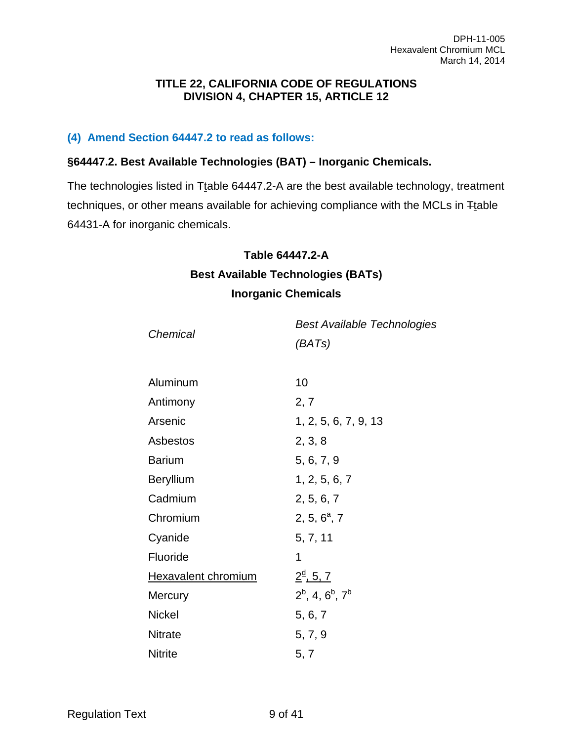### TITLE 22, CALIFORNIA CODE OF REGULATIONS
### DIVISION 4, CHAPTER 15, ARTICLE 12

**(4) Amend Section 64447.2 to read as follows:**

**§64447.2. Best Available Technologies (BAT) – Inorganic Chemicals.**

The technologies listed in ~~T~~table 64447.2-A are the best available technology, treatment techniques, or other means available for achieving compliance with the MCLs in ~~T~~table 64431-A for inorganic chemicals.

**Table 64447.2-A**
**Best Available Technologies (BATs)**
**Inorganic Chemicals**

| *Chemical* | *Best Available Technologies (BATs)* |
|---|---|
| Aluminum | 10 |
| Antimony | 2, 7 |
| Arsenic | 1, 2, 5, 6, 7, 9, 13 |
| Asbestos | 2, 3, 8 |
| Barium | 5, 6, 7, 9 |
| Beryllium | 1, 2, 5, 6, 7 |
| Cadmium | 2, 5, 6, 7 |
| Chromium | 2, 5, 6[a], 7 |
| Cyanide | 5, 7, 11 |
| Fluoride | 1 |
| Hexavalent chromium | 2[d], 5, 7 |
| Mercury | 2[b], 4, 6[b], 7[b] |
| Nickel | 5, 6, 7 |
| Nitrate | 5, 7, 9 |
| Nitrite | 5, 7 |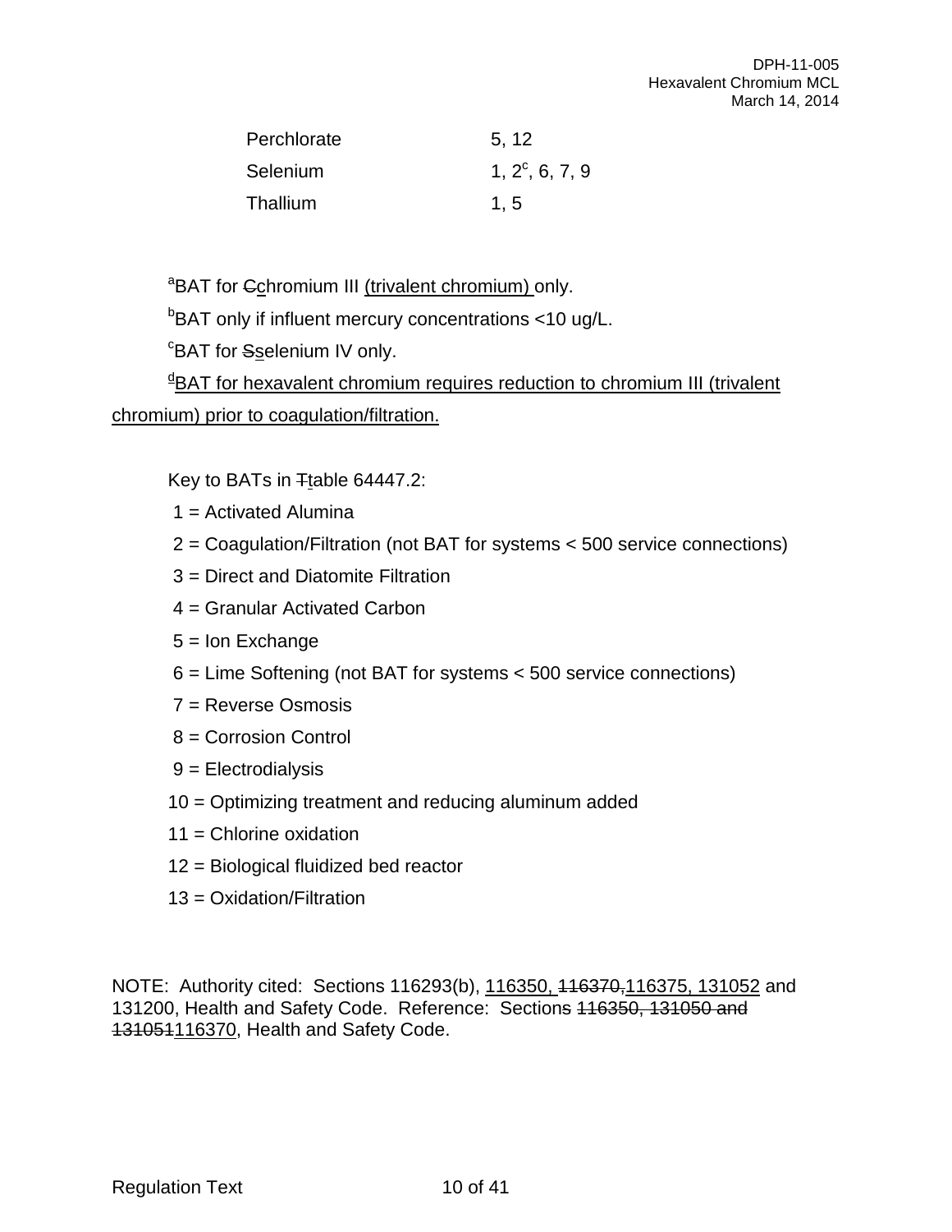| | |
|---|---|
| Perchlorate | 5, 12 |
| Selenium | 1, 2[c], 6, 7, 9 |
| Thallium | 1, 5 |

[a]BAT for ~~C~~chromium III (trivalent chromium) only.

[b]BAT only if influent mercury concentrations <10 ug/L.

[c]BAT for ~~S~~selenium IV only.

[d]BAT for hexavalent chromium requires reduction to chromium III (trivalent chromium) prior to coagulation/filtration.

Key to BATs in ~~T~~table 64447.2:

1 = Activated Alumina
2 = Coagulation/Filtration (not BAT for systems < 500 service connections)
3 = Direct and Diatomite Filtration
4 = Granular Activated Carbon
5 = Ion Exchange
6 = Lime Softening (not BAT for systems < 500 service connections)
7 = Reverse Osmosis
8 = Corrosion Control
9 = Electrodialysis
10 = Optimizing treatment and reducing aluminum added
11 = Chlorine oxidation
12 = Biological fluidized bed reactor
13 = Oxidation/Filtration

NOTE: Authority cited: Sections 116293(b), 116350, ~~116370,~~116375, 131052 and 131200, Health and Safety Code. Reference: Section~~s 116350, 131050 and 131051~~116370, Health and Safety Code.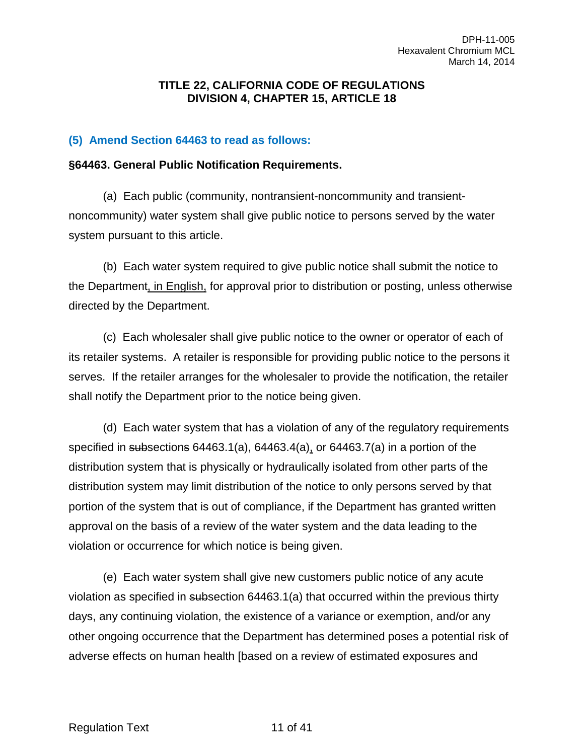**TITLE 22, CALIFORNIA CODE OF REGULATIONS**
**DIVISION 4, CHAPTER 15, ARTICLE 18**

### (5) Amend Section 64463 to read as follows:

**§64463. General Public Notification Requirements.**

(a) Each public (community, nontransient-noncommunity and transient-noncommunity) water system shall give public notice to persons served by the water system pursuant to this article.

(b) Each water system required to give public notice shall submit the notice to the Department<u>, in English,</u> for approval prior to distribution or posting, unless otherwise directed by the Department.

(c) Each wholesaler shall give public notice to the owner or operator of each of its retailer systems. A retailer is responsible for providing public notice to the persons it serves. If the retailer arranges for the wholesaler to provide the notification, the retailer shall notify the Department prior to the notice being given.

(d) Each water system that has a violation of any of the regulatory requirements specified in ~~sub~~section~~s~~ 64463.1(a), 64463.4(a)<u>,</u> or 64463.7(a) in a portion of the distribution system that is physically or hydraulically isolated from other parts of the distribution system may limit distribution of the notice to only persons served by that portion of the system that is out of compliance, if the Department has granted written approval on the basis of a review of the water system and the data leading to the violation or occurrence for which notice is being given.

(e) Each water system shall give new customers public notice of any acute violation as specified in ~~sub~~section 64463.1(a) that occurred within the previous thirty days, any continuing violation, the existence of a variance or exemption, and/or any other ongoing occurrence that the Department has determined poses a potential risk of adverse effects on human health [based on a review of estimated exposures and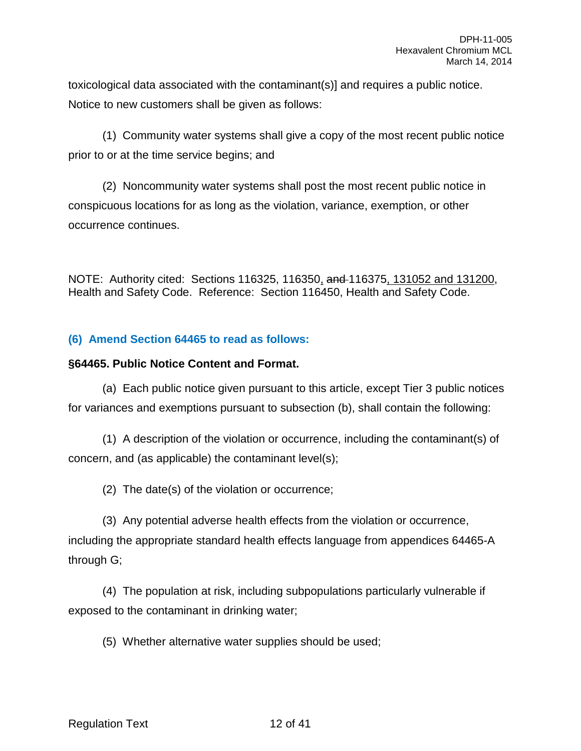toxicological data associated with the contaminant(s)] and requires a public notice. Notice to new customers shall be given as follows:

(1) Community water systems shall give a copy of the most recent public notice prior to or at the time service begins; and

(2) Noncommunity water systems shall post the most recent public notice in conspicuous locations for as long as the violation, variance, exemption, or other occurrence continues.

NOTE: Authority cited: Sections 116325, 116350, ~~and~~ 116375, 131052 and 131200, Health and Safety Code. Reference: Section 116450, Health and Safety Code.

**(6) Amend Section 64465 to read as follows:**

**§64465. Public Notice Content and Format.**

(a) Each public notice given pursuant to this article, except Tier 3 public notices for variances and exemptions pursuant to subsection (b), shall contain the following:

(1) A description of the violation or occurrence, including the contaminant(s) of concern, and (as applicable) the contaminant level(s);

(2) The date(s) of the violation or occurrence;

(3) Any potential adverse health effects from the violation or occurrence, including the appropriate standard health effects language from appendices 64465-A through G;

(4) The population at risk, including subpopulations particularly vulnerable if exposed to the contaminant in drinking water;

(5) Whether alternative water supplies should be used;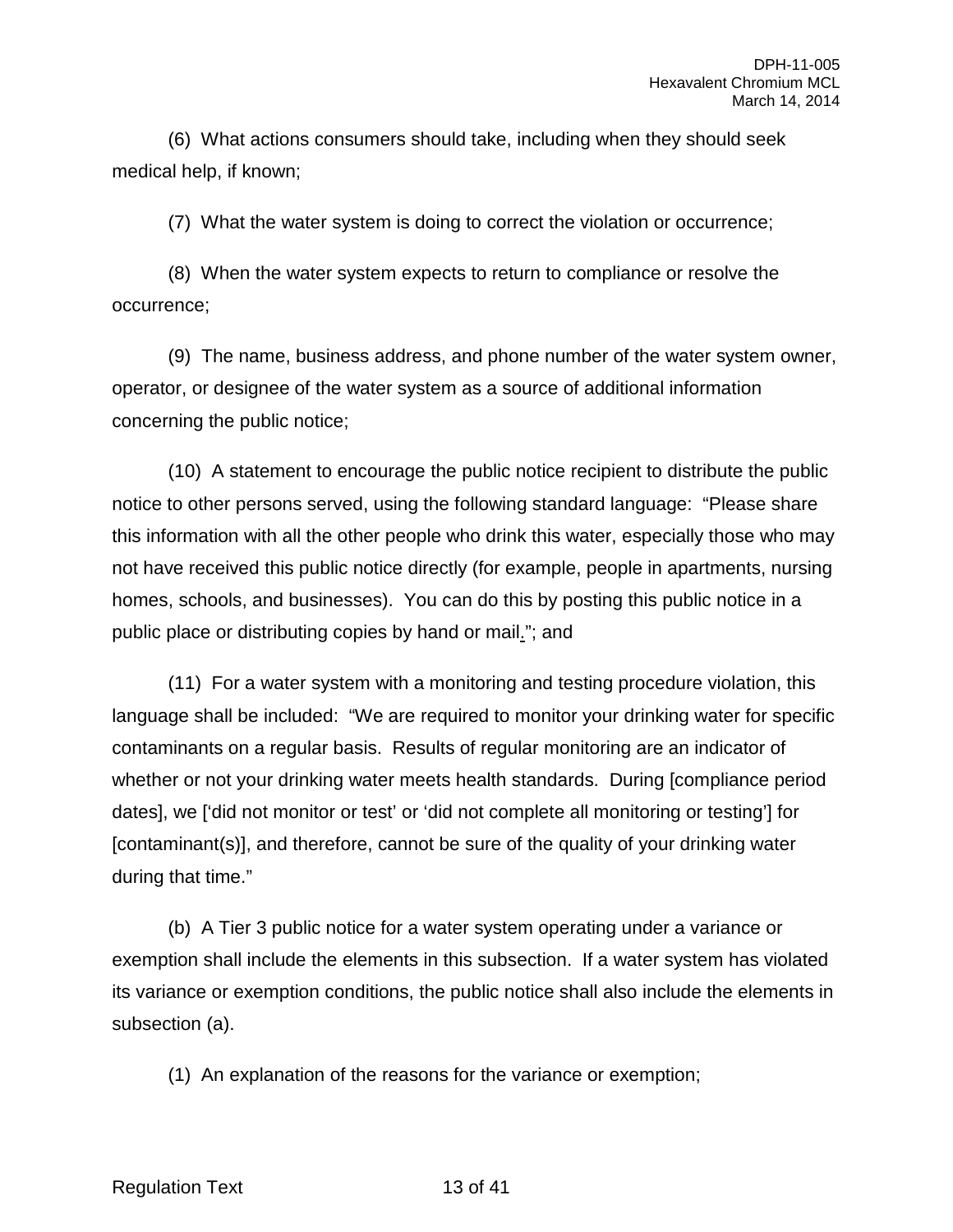(6) What actions consumers should take, including when they should seek medical help, if known;

(7) What the water system is doing to correct the violation or occurrence;

(8) When the water system expects to return to compliance or resolve the occurrence;

(9) The name, business address, and phone number of the water system owner, operator, or designee of the water system as a source of additional information concerning the public notice;

(10) A statement to encourage the public notice recipient to distribute the public notice to other persons served, using the following standard language: "Please share this information with all the other people who drink this water, especially those who may not have received this public notice directly (for example, people in apartments, nursing homes, schools, and businesses). You can do this by posting this public notice in a public place or distributing copies by hand or mail."; and

(11) For a water system with a monitoring and testing procedure violation, this language shall be included: "We are required to monitor your drinking water for specific contaminants on a regular basis. Results of regular monitoring are an indicator of whether or not your drinking water meets health standards. During [compliance period dates], we ['did not monitor or test' or 'did not complete all monitoring or testing'] for [contaminant(s)], and therefore, cannot be sure of the quality of your drinking water during that time."

(b) A Tier 3 public notice for a water system operating under a variance or exemption shall include the elements in this subsection. If a water system has violated its variance or exemption conditions, the public notice shall also include the elements in subsection (a).

(1) An explanation of the reasons for the variance or exemption;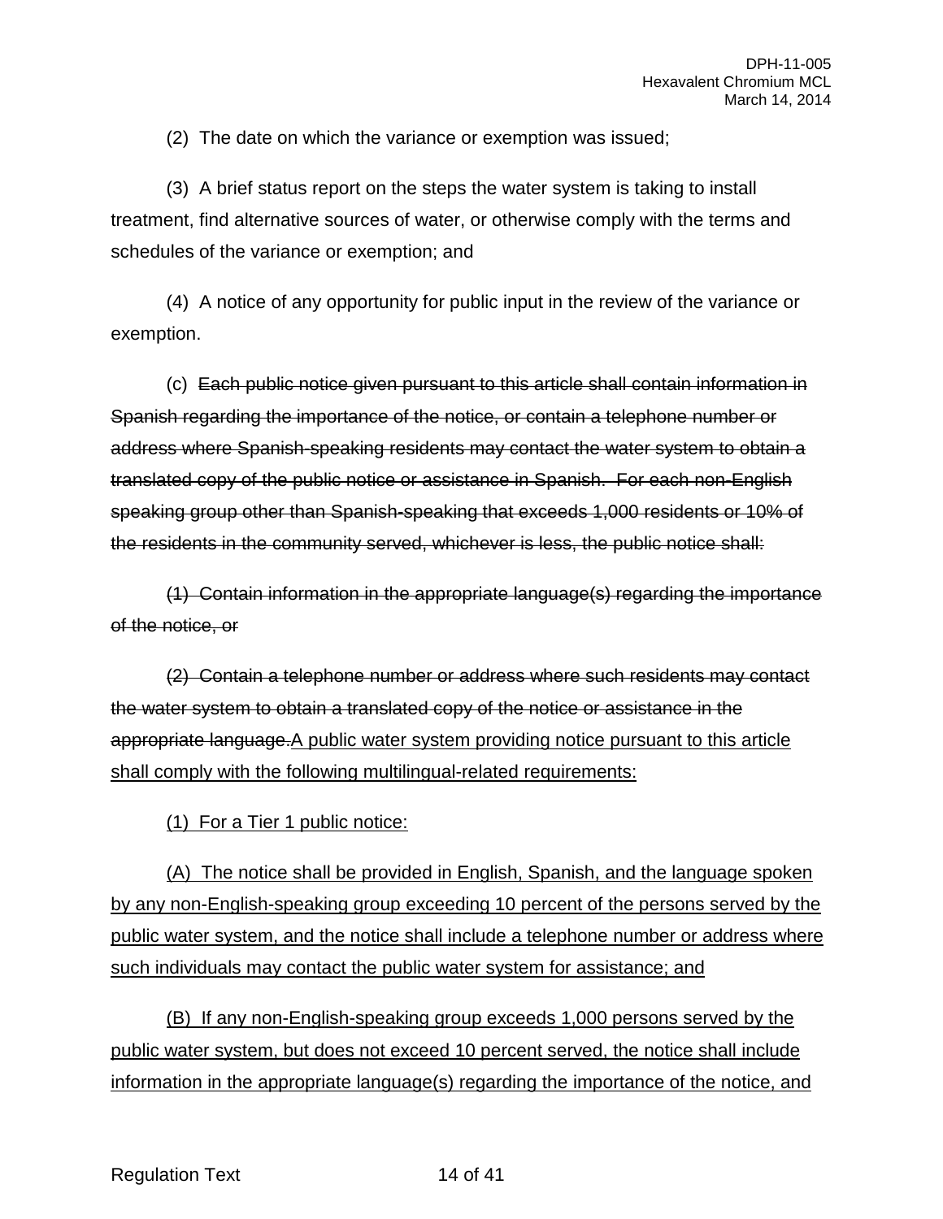(2) The date on which the variance or exemption was issued;

(3) A brief status report on the steps the water system is taking to install treatment, find alternative sources of water, or otherwise comply with the terms and schedules of the variance or exemption; and

(4) A notice of any opportunity for public input in the review of the variance or exemption.

(c) ~~Each public notice given pursuant to this article shall contain information in Spanish regarding the importance of the notice, or contain a telephone number or address where Spanish-speaking residents may contact the water system to obtain a translated copy of the public notice or assistance in Spanish. For each non-English speaking group other than Spanish-speaking that exceeds 1,000 residents or 10% of the residents in the community served, whichever is less, the public notice shall:~~

~~(1) Contain information in the appropriate language(s) regarding the importance of the notice, or~~

~~(2) Contain a telephone number or address where such residents may contact the water system to obtain a translated copy of the notice or assistance in the appropriate language.~~<u>A public water system providing notice pursuant to this article shall comply with the following multilingual-related requirements:</u>

<u>(1) For a Tier 1 public notice:</u>

<u>(A) The notice shall be provided in English, Spanish, and the language spoken by any non-English-speaking group exceeding 10 percent of the persons served by the public water system, and the notice shall include a telephone number or address where such individuals may contact the public water system for assistance; and</u>

<u>(B) If any non-English-speaking group exceeds 1,000 persons served by the public water system, but does not exceed 10 percent served, the notice shall include information in the appropriate language(s) regarding the importance of the notice, and</u>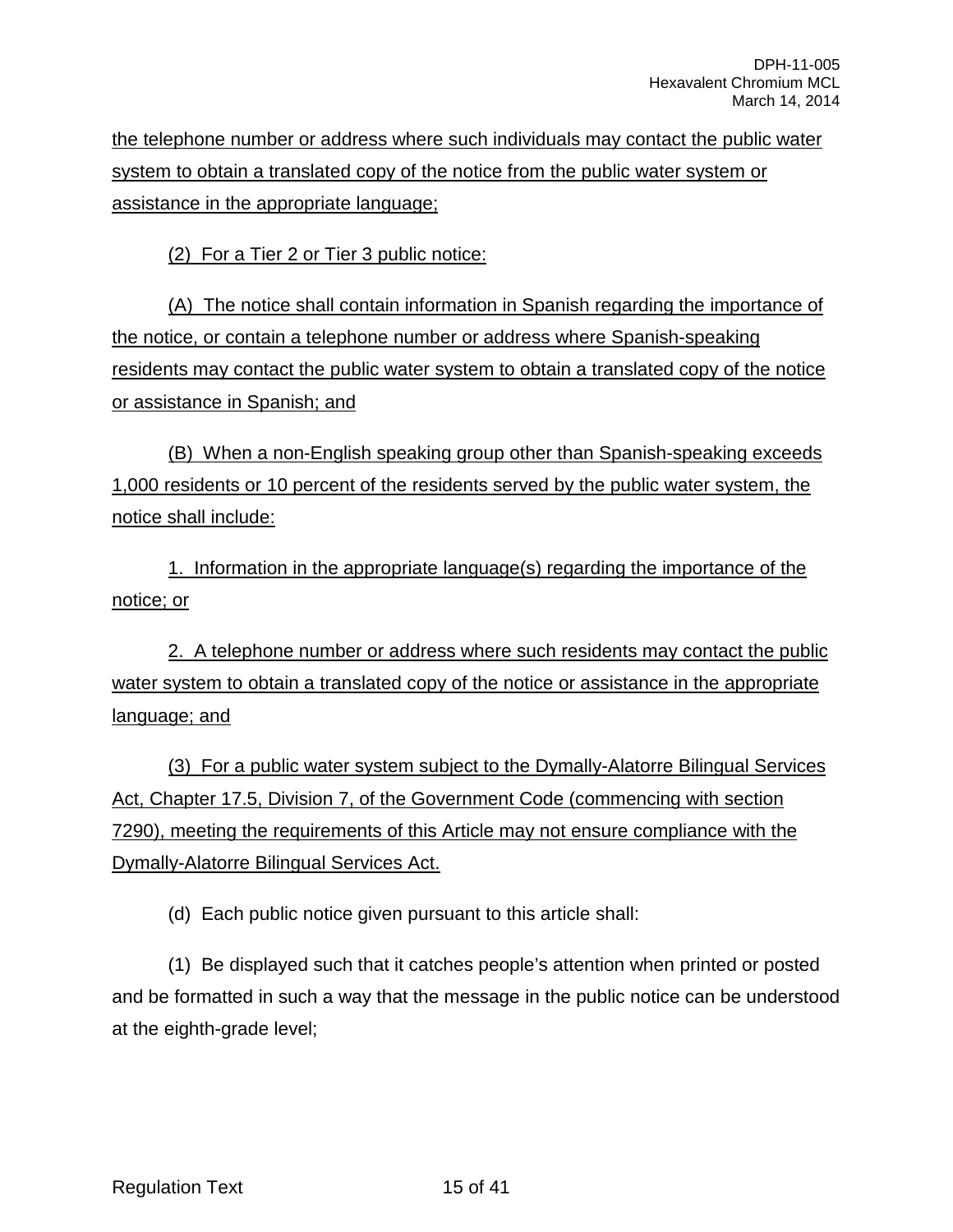the telephone number or address where such individuals may contact the public water system to obtain a translated copy of the notice from the public water system or assistance in the appropriate language;

(2) For a Tier 2 or Tier 3 public notice:

(A) The notice shall contain information in Spanish regarding the importance of the notice, or contain a telephone number or address where Spanish-speaking residents may contact the public water system to obtain a translated copy of the notice or assistance in Spanish; and

(B) When a non-English speaking group other than Spanish-speaking exceeds 1,000 residents or 10 percent of the residents served by the public water system, the notice shall include:

1. Information in the appropriate language(s) regarding the importance of the notice; or

2. A telephone number or address where such residents may contact the public water system to obtain a translated copy of the notice or assistance in the appropriate language; and

(3) For a public water system subject to the Dymally-Alatorre Bilingual Services Act, Chapter 17.5, Division 7, of the Government Code (commencing with section 7290), meeting the requirements of this Article may not ensure compliance with the Dymally-Alatorre Bilingual Services Act.

(d) Each public notice given pursuant to this article shall:

(1) Be displayed such that it catches people's attention when printed or posted and be formatted in such a way that the message in the public notice can be understood at the eighth-grade level;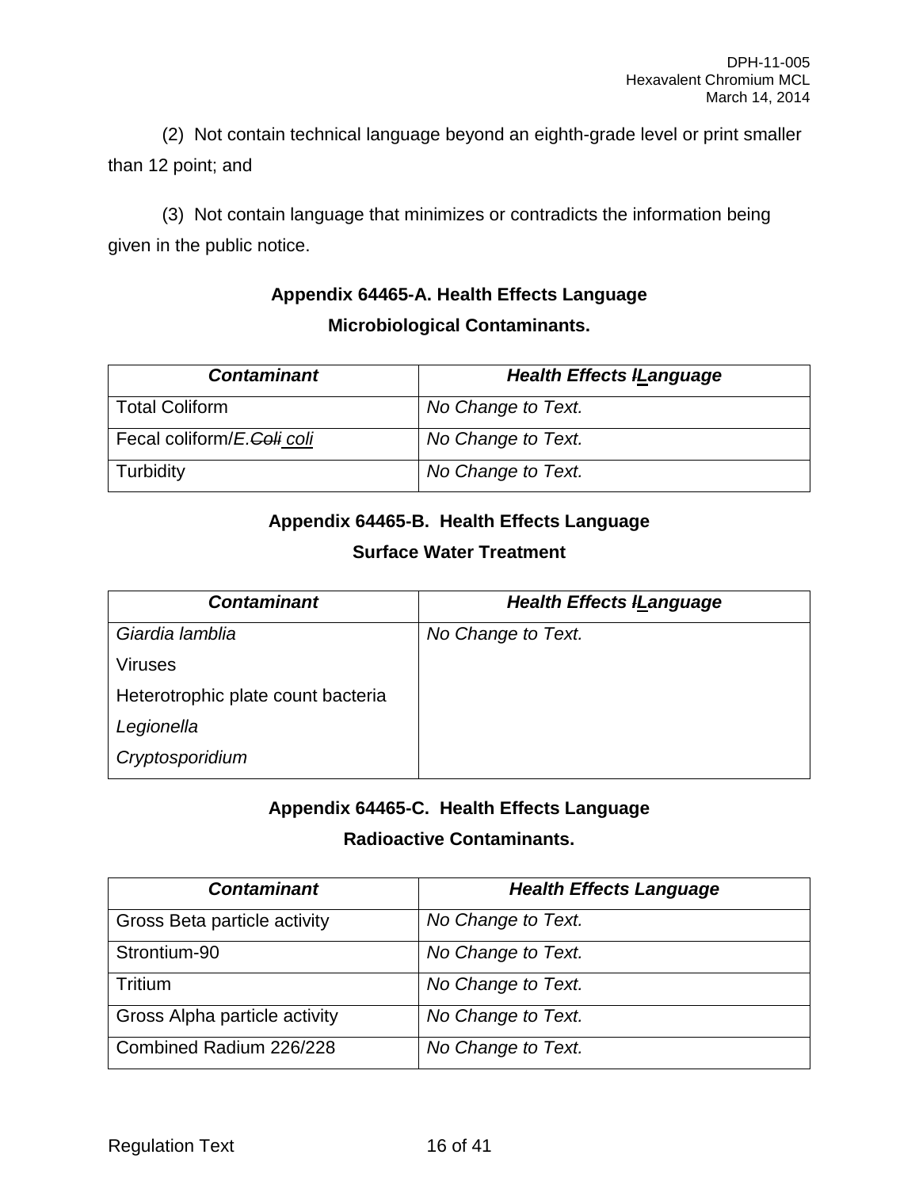(2) Not contain technical language beyond an eighth-grade level or print smaller than 12 point; and

(3) Not contain language that minimizes or contradicts the information being given in the public notice.

**Appendix 64465-A. Health Effects Language**

**Microbiological Contaminants.**

| ***Contaminant*** | ***Health Effects ~~l~~Language*** |
|---|---|
| Total Coliform | *No Change to Text.* |
| Fecal coliform/*E.~~Coli~~ coli* | *No Change to Text.* |
| Turbidity | *No Change to Text.* |

**Appendix 64465-B. Health Effects Language**

**Surface Water Treatment**

| ***Contaminant*** | ***Health Effects ~~l~~Language*** |
|---|---|
| *Giardia lamblia*<br>Viruses<br>Heterotrophic plate count bacteria<br>*Legionella*<br>*Cryptosporidium* | *No Change to Text.* |

**Appendix 64465-C. Health Effects Language**

**Radioactive Contaminants.**

| ***Contaminant*** | ***Health Effects Language*** |
|---|---|
| Gross Beta particle activity | *No Change to Text.* |
| Strontium-90 | *No Change to Text.* |
| Tritium | *No Change to Text.* |
| Gross Alpha particle activity | *No Change to Text.* |
| Combined Radium 226/228 | *No Change to Text.* |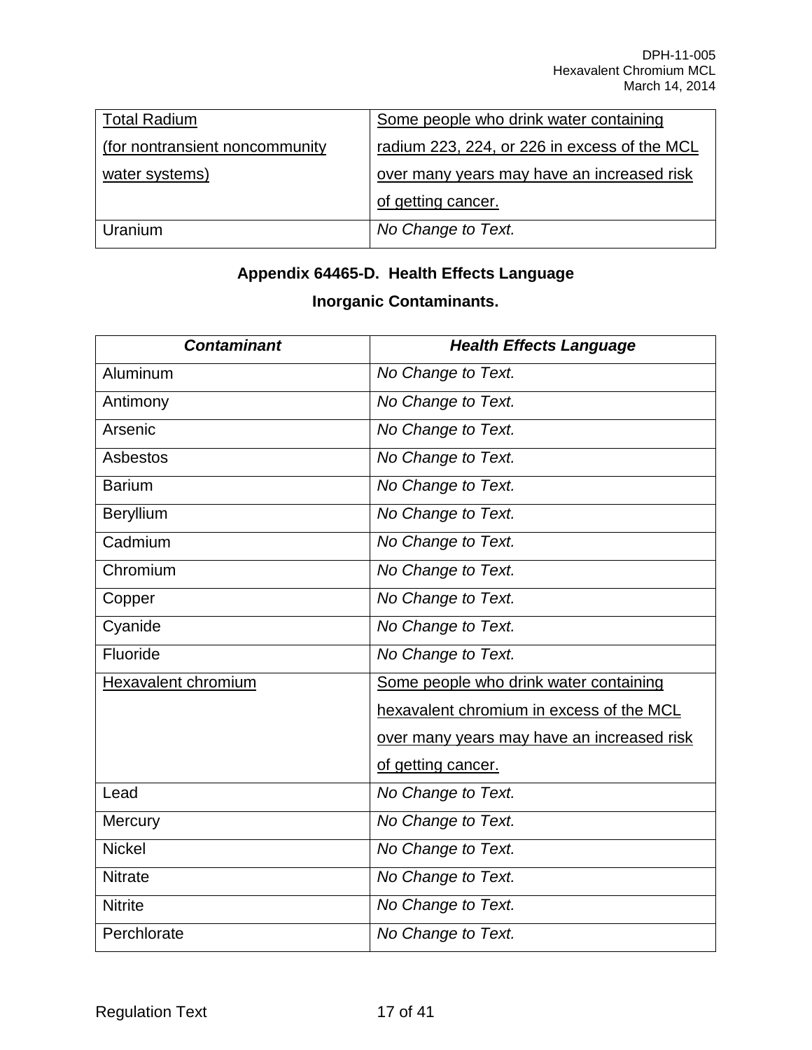| | |
|---|---|
| Total Radium (for nontransient noncommunity water systems) | Some people who drink water containing radium 223, 224, or 226 in excess of the MCL over many years may have an increased risk of getting cancer. |
| Uranium | *No Change to Text.* |

**Appendix 64465-D. Health Effects Language**

**Inorganic Contaminants.**

| ***Contaminant*** | ***Health Effects Language*** |
|---|---|
| Aluminum | *No Change to Text.* |
| Antimony | *No Change to Text.* |
| Arsenic | *No Change to Text.* |
| Asbestos | *No Change to Text.* |
| Barium | *No Change to Text.* |
| Beryllium | *No Change to Text.* |
| Cadmium | *No Change to Text.* |
| Chromium | *No Change to Text.* |
| Copper | *No Change to Text.* |
| Cyanide | *No Change to Text.* |
| Fluoride | *No Change to Text.* |
| Hexavalent chromium | Some people who drink water containing hexavalent chromium in excess of the MCL over many years may have an increased risk of getting cancer. |
| Lead | *No Change to Text.* |
| Mercury | *No Change to Text.* |
| Nickel | *No Change to Text.* |
| Nitrate | *No Change to Text.* |
| Nitrite | *No Change to Text.* |
| Perchlorate | *No Change to Text.* |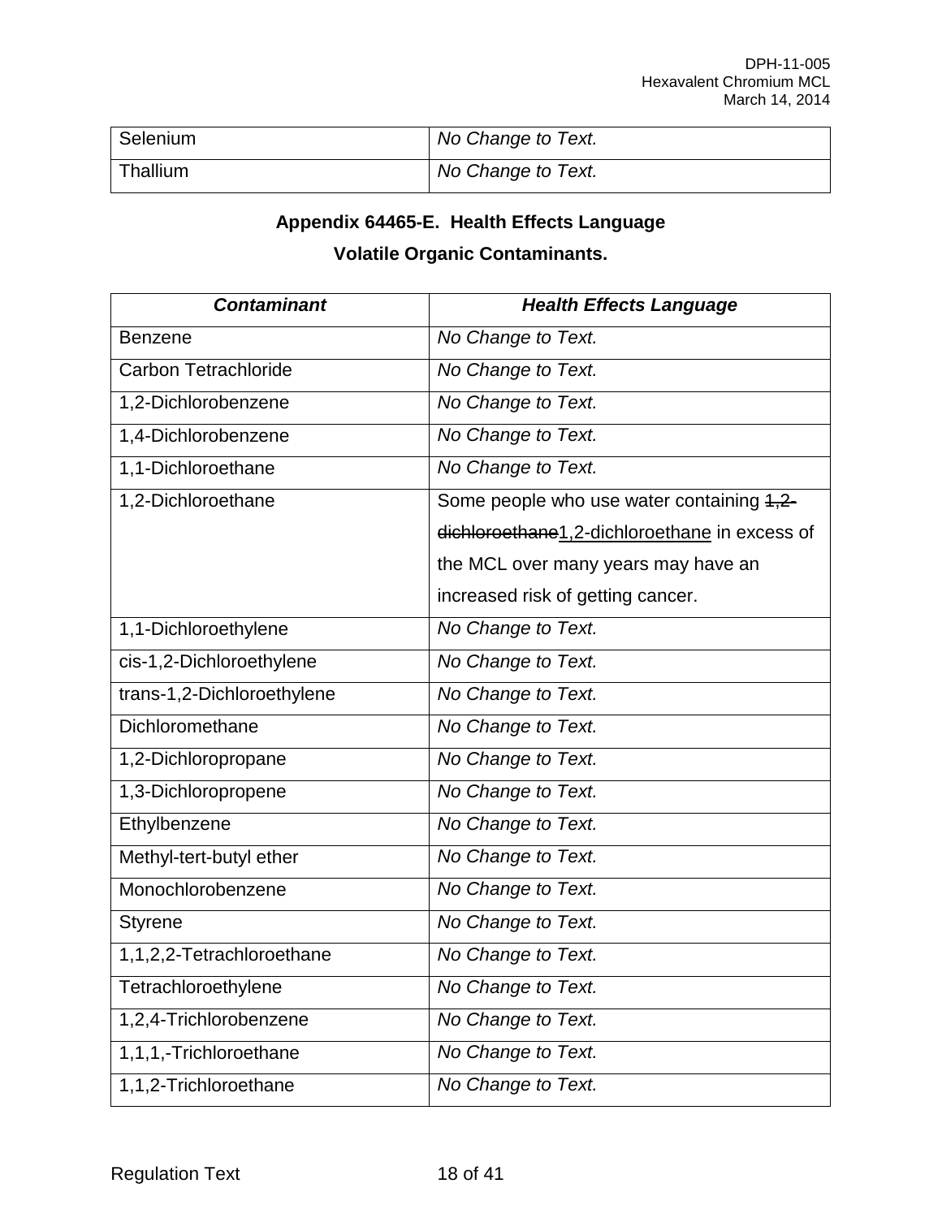| Selenium | *No Change to Text.* |
|---|---|
| Thallium | *No Change to Text.* |

**Appendix 64465-E. Health Effects Language**

**Volatile Organic Contaminants.**

| ***Contaminant*** | ***Health Effects Language*** |
|---|---|
| Benzene | *No Change to Text.* |
| Carbon Tetrachloride | *No Change to Text.* |
| 1,2-Dichlorobenzene | *No Change to Text.* |
| 1,4-Dichlorobenzene | *No Change to Text.* |
| 1,1-Dichloroethane | *No Change to Text.* |
| 1,2-Dichloroethane | Some people who use water containing ~~1,2-dichloroethane~~<u>1,2-dichloroethane</u> in excess of the MCL over many years may have an increased risk of getting cancer. |
| 1,1-Dichloroethylene | *No Change to Text.* |
| cis-1,2-Dichloroethylene | *No Change to Text.* |
| trans-1,2-Dichloroethylene | *No Change to Text.* |
| Dichloromethane | *No Change to Text.* |
| 1,2-Dichloropropane | *No Change to Text.* |
| 1,3-Dichloropropene | *No Change to Text.* |
| Ethylbenzene | *No Change to Text.* |
| Methyl-tert-butyl ether | *No Change to Text.* |
| Monochlorobenzene | *No Change to Text.* |
| Styrene | *No Change to Text.* |
| 1,1,2,2-Tetrachloroethane | *No Change to Text.* |
| Tetrachloroethylene | *No Change to Text.* |
| 1,2,4-Trichlorobenzene | *No Change to Text.* |
| 1,1,1,-Trichloroethane | *No Change to Text.* |
| 1,1,2-Trichloroethane | *No Change to Text.* |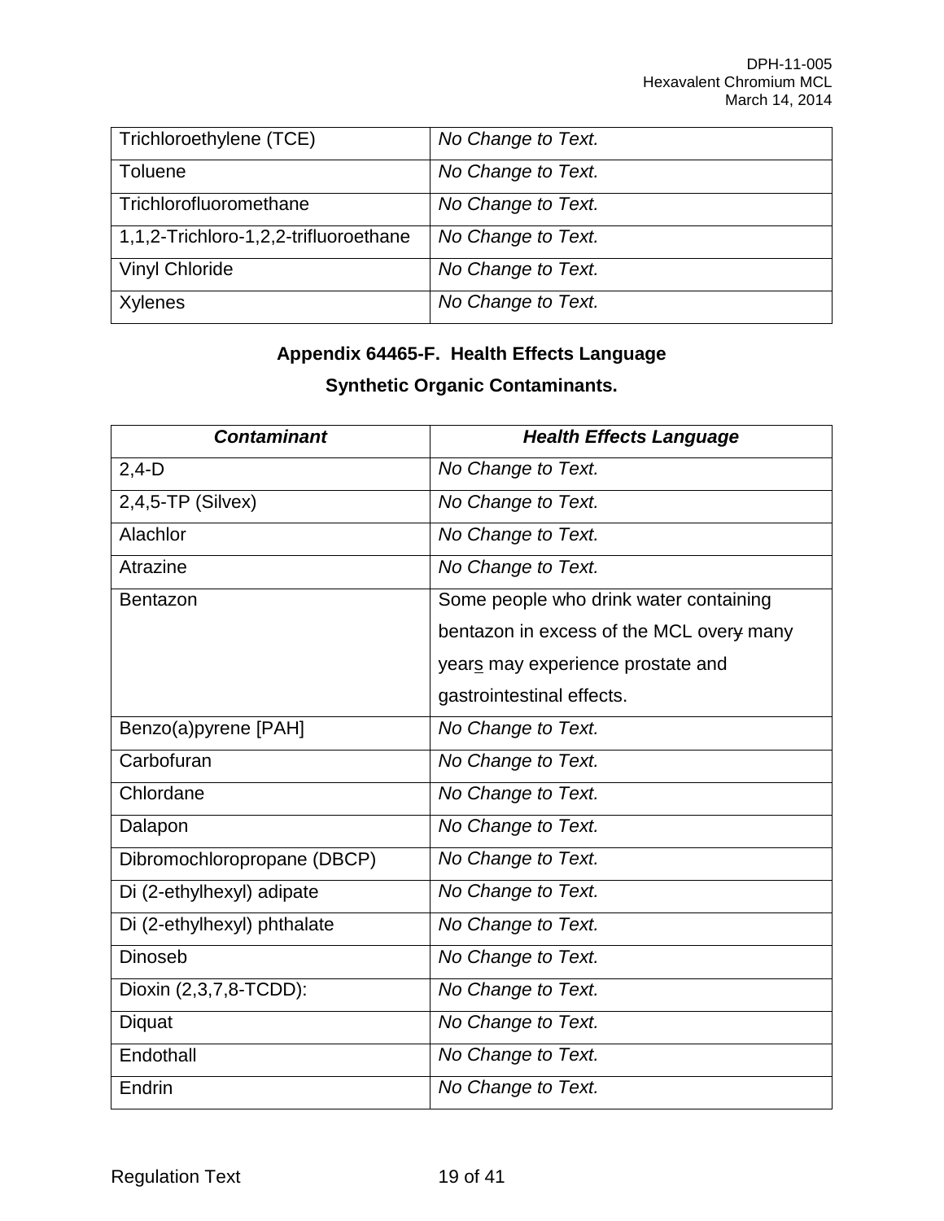| Trichloroethylene (TCE) | *No Change to Text.* |
|---|---|
| Toluene | *No Change to Text.* |
| Trichlorofluoromethane | *No Change to Text.* |
| 1,1,2-Trichloro-1,2,2-trifluoroethane | *No Change to Text.* |
| Vinyl Chloride | *No Change to Text.* |
| Xylenes | *No Change to Text.* |

**Appendix 64465-F. Health Effects Language**

**Synthetic Organic Contaminants.**

| ***Contaminant*** | ***Health Effects Language*** |
|---|---|
| 2,4-D | *No Change to Text.* |
| 2,4,5-TP (Silvex) | *No Change to Text.* |
| Alachlor | *No Change to Text.* |
| Atrazine | *No Change to Text.* |
| Bentazon | Some people who drink water containing bentazon in excess of the MCL over~~y~~ many years may experience prostate and gastrointestinal effects. |
| Benzo(a)pyrene [PAH] | *No Change to Text.* |
| Carbofuran | *No Change to Text.* |
| Chlordane | *No Change to Text.* |
| Dalapon | *No Change to Text.* |
| Dibromochloropropane (DBCP) | *No Change to Text.* |
| Di (2-ethylhexyl) adipate | *No Change to Text.* |
| Di (2-ethylhexyl) phthalate | *No Change to Text.* |
| Dinoseb | *No Change to Text.* |
| Dioxin (2,3,7,8-TCDD): | *No Change to Text.* |
| Diquat | *No Change to Text.* |
| Endothall | *No Change to Text.* |
| Endrin | *No Change to Text.* |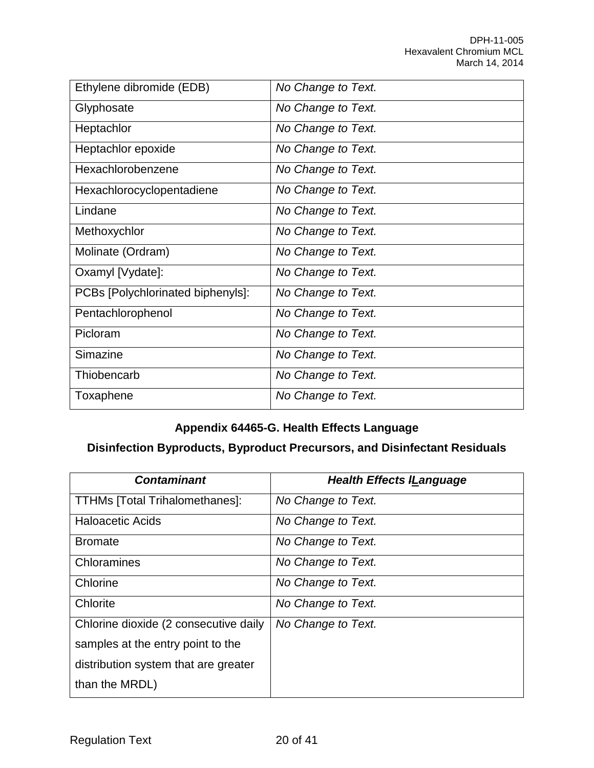| Ethylene dibromide (EDB) | *No Change to Text.* |
|---|---|
| Glyphosate | *No Change to Text.* |
| Heptachlor | *No Change to Text.* |
| Heptachlor epoxide | *No Change to Text.* |
| Hexachlorobenzene | *No Change to Text.* |
| Hexachlorocyclopentadiene | *No Change to Text.* |
| Lindane | *No Change to Text.* |
| Methoxychlor | *No Change to Text.* |
| Molinate (Ordram) | *No Change to Text.* |
| Oxamyl [Vydate]: | *No Change to Text.* |
| PCBs [Polychlorinated biphenyls]: | *No Change to Text.* |
| Pentachlorophenol | *No Change to Text.* |
| Picloram | *No Change to Text.* |
| Simazine | *No Change to Text.* |
| Thiobencarb | *No Change to Text.* |
| Toxaphene | *No Change to Text.* |

**Appendix 64465-G. Health Effects Language**

**Disinfection Byproducts, Byproduct Precursors, and Disinfectant Residuals**

| ***Contaminant*** | ***Health Effects lLanguage*** |
|---|---|
| TTHMs [Total Trihalomethanes]: | *No Change to Text.* |
| Haloacetic Acids | *No Change to Text.* |
| Bromate | *No Change to Text.* |
| Chloramines | *No Change to Text.* |
| Chlorine | *No Change to Text.* |
| Chlorite | *No Change to Text.* |
| Chlorine dioxide (2 consecutive daily samples at the entry point to the distribution system that are greater than the MRDL) | *No Change to Text.* |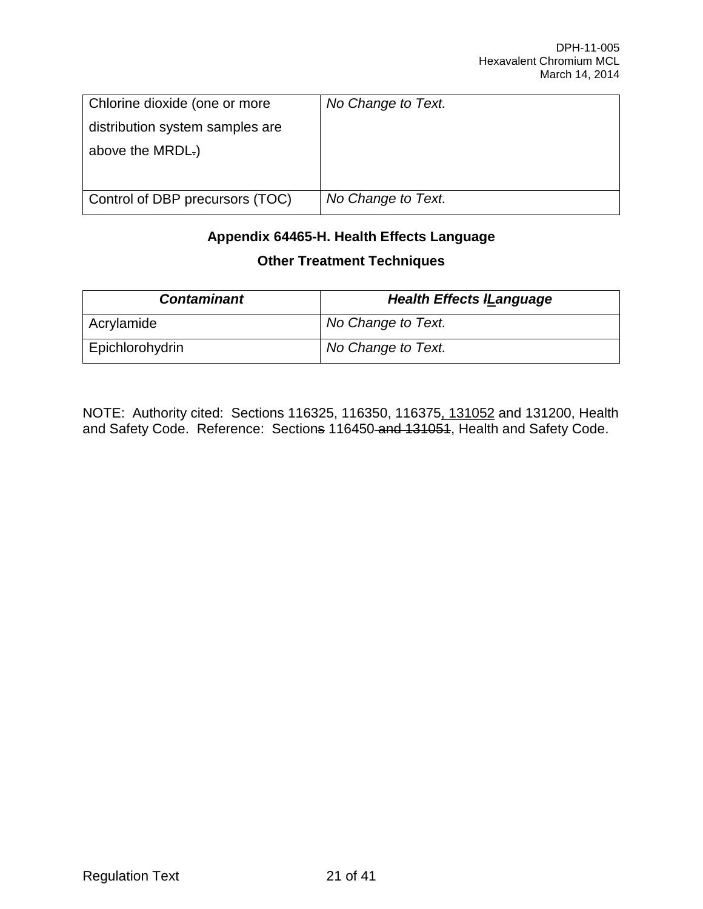| Chlorine dioxide (one or more distribution system samples are above the MRDL~~.~~) | *No Change to Text.* |
|---|---|
| Control of DBP precursors (TOC) | *No Change to Text.* |

**Appendix 64465-H. Health Effects Language**

**Other Treatment Techniques**

| ***Contaminant*** | ***Health Effects ~~l~~<u>L</u>anguage*** |
|---|---|
| Acrylamide | *No Change to Text.* |
| Epichlorohydrin | *No Change to Text.* |

NOTE: Authority cited: Sections 116325, 116350, 116375<u>, 131052</u> and 131200, Health and Safety Code. Reference: Section~~s~~ 116450~~ and 131051~~, Health and Safety Code.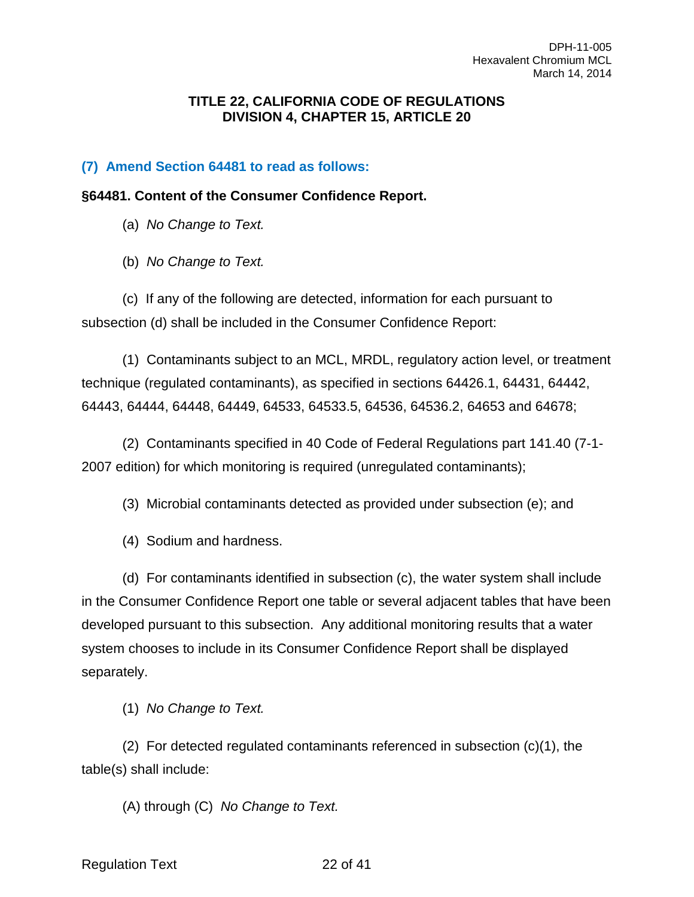# TITLE 22, CALIFORNIA CODE OF REGULATIONS
# DIVISION 4, CHAPTER 15, ARTICLE 20

### (7) Amend Section 64481 to read as follows:

**§64481. Content of the Consumer Confidence Report.**

(a) *No Change to Text.*

(b) *No Change to Text.*

(c) If any of the following are detected, information for each pursuant to subsection (d) shall be included in the Consumer Confidence Report:

(1) Contaminants subject to an MCL, MRDL, regulatory action level, or treatment technique (regulated contaminants), as specified in sections 64426.1, 64431, 64442, 64443, 64444, 64448, 64449, 64533, 64533.5, 64536, 64536.2, 64653 and 64678;

(2) Contaminants specified in 40 Code of Federal Regulations part 141.40 (7-1-2007 edition) for which monitoring is required (unregulated contaminants);

(3) Microbial contaminants detected as provided under subsection (e); and

(4) Sodium and hardness.

(d) For contaminants identified in subsection (c), the water system shall include in the Consumer Confidence Report one table or several adjacent tables that have been developed pursuant to this subsection. Any additional monitoring results that a water system chooses to include in its Consumer Confidence Report shall be displayed separately.

(1) *No Change to Text.*

(2) For detected regulated contaminants referenced in subsection (c)(1), the table(s) shall include:

(A) through (C) *No Change to Text.*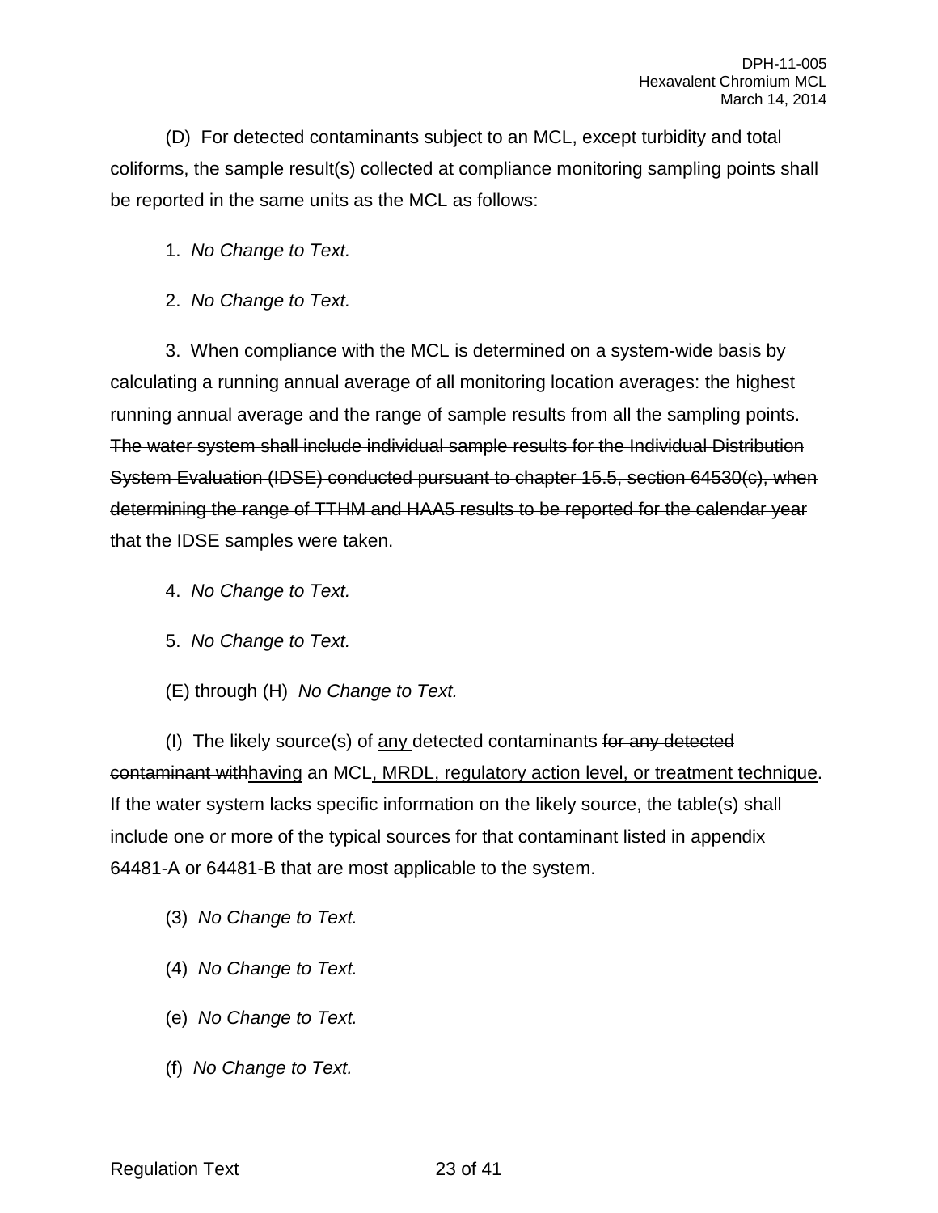(D) For detected contaminants subject to an MCL, except turbidity and total coliforms, the sample result(s) collected at compliance monitoring sampling points shall be reported in the same units as the MCL as follows:

1. *No Change to Text.*

2. *No Change to Text.*

3. When compliance with the MCL is determined on a system-wide basis by calculating a running annual average of all monitoring location averages: the highest running annual average and the range of sample results from all the sampling points. ~~The water system shall include individual sample results for the Individual Distribution System Evaluation (IDSE) conducted pursuant to chapter 15.5, section 64530(c), when determining the range of TTHM and HAA5 results to be reported for the calendar year that the IDSE samples were taken.~~

4. *No Change to Text.*

5. *No Change to Text.*

(E) through (H) *No Change to Text.*

(I) The likely source(s) of <u>any</u> detected contaminants ~~for any detected contaminant with~~<u>having</u> an MCL<u>, MRDL, regulatory action level, or treatment technique</u>. If the water system lacks specific information on the likely source, the table(s) shall include one or more of the typical sources for that contaminant listed in appendix 64481-A or 64481-B that are most applicable to the system.

(3) *No Change to Text.*

(4) *No Change to Text.*

(e) *No Change to Text.*

(f) *No Change to Text.*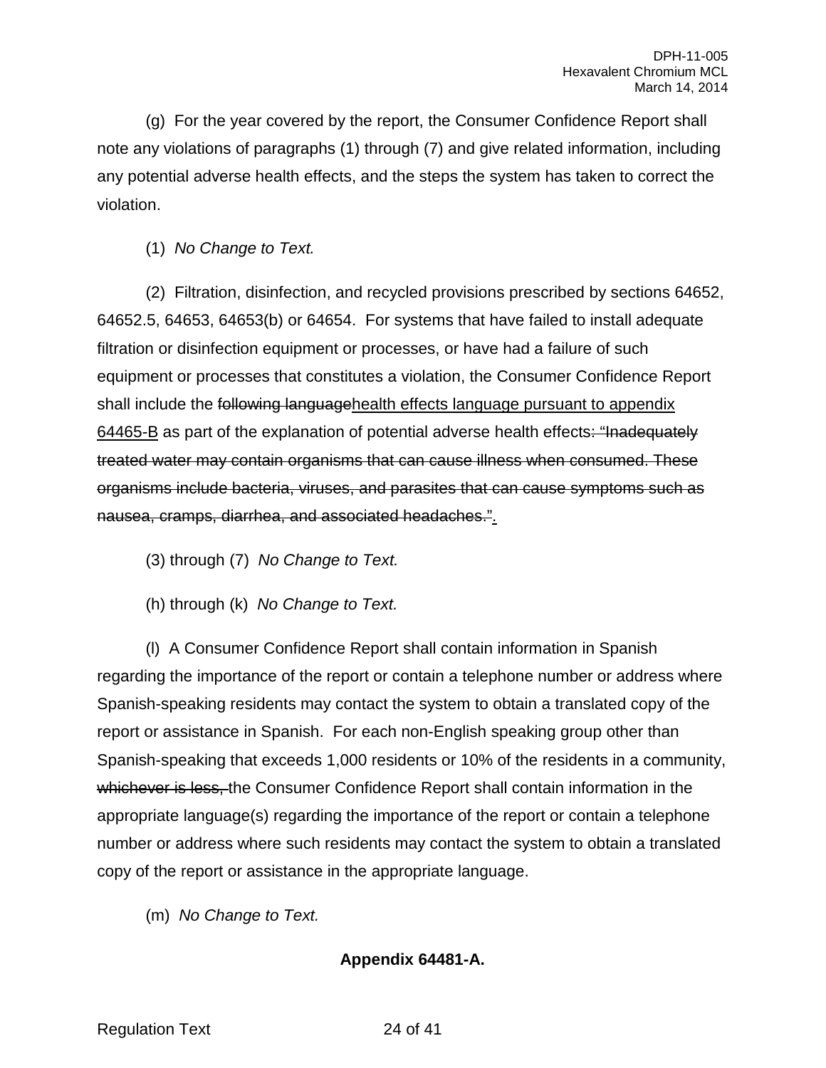(g) For the year covered by the report, the Consumer Confidence Report shall note any violations of paragraphs (1) through (7) and give related information, including any potential adverse health effects, and the steps the system has taken to correct the violation.

(1) *No Change to Text.*

(2) Filtration, disinfection, and recycled provisions prescribed by sections 64652, 64652.5, 64653, 64653(b) or 64654. For systems that have failed to install adequate filtration or disinfection equipment or processes, or have had a failure of such equipment or processes that constitutes a violation, the Consumer Confidence Report shall include the ~~following language~~<u>health effects language pursuant to appendix 64465-B</u> as part of the explanation of potential adverse health effects~~: "Inadequately treated water may contain organisms that can cause illness when consumed. These organisms include bacteria, viruses, and parasites that can cause symptoms such as nausea, cramps, diarrhea, and associated headaches."~~<u>.</u>

(3) through (7) *No Change to Text.*

(h) through (k) *No Change to Text.*

(l) A Consumer Confidence Report shall contain information in Spanish regarding the importance of the report or contain a telephone number or address where Spanish-speaking residents may contact the system to obtain a translated copy of the report or assistance in Spanish. For each non-English speaking group other than Spanish-speaking that exceeds 1,000 residents or 10% of the residents in a community, ~~whichever is less,~~ the Consumer Confidence Report shall contain information in the appropriate language(s) regarding the importance of the report or contain a telephone number or address where such residents may contact the system to obtain a translated copy of the report or assistance in the appropriate language.

(m) *No Change to Text.*

**Appendix 64481-A.**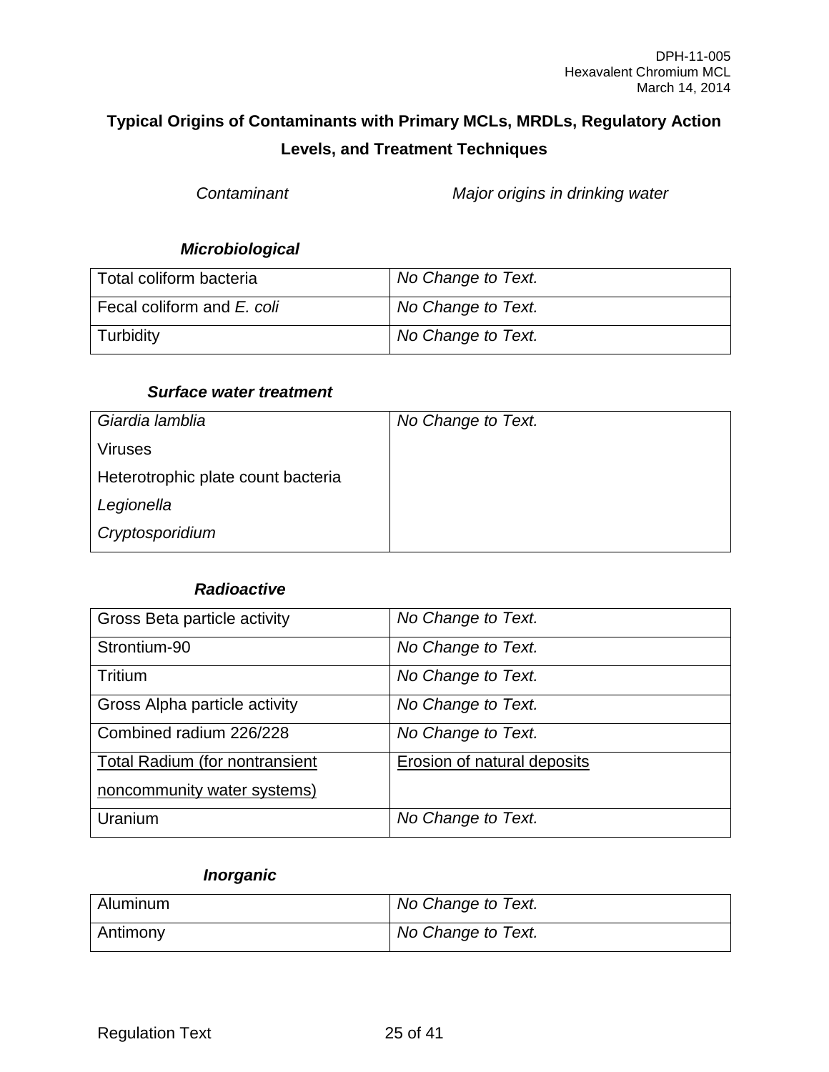## Typical Origins of Contaminants with Primary MCLs, MRDLs, Regulatory Action Levels, and Treatment Techniques

| *Contaminant* | *Major origins in drinking water* |
|---|---|

***Microbiological***

| | |
|---|---|
| Total coliform bacteria | *No Change to Text.* |
| Fecal coliform and *E. coli* | *No Change to Text.* |
| Turbidity | *No Change to Text.* |

***Surface water treatment***

| | |
|---|---|
| *Giardia lamblia*<br>Viruses<br>Heterotrophic plate count bacteria<br>*Legionella*<br>*Cryptosporidium* | *No Change to Text.* |

***Radioactive***

| | |
|---|---|
| Gross Beta particle activity | *No Change to Text.* |
| Strontium-90 | *No Change to Text.* |
| Tritium | *No Change to Text.* |
| Gross Alpha particle activity | *No Change to Text.* |
| Combined radium 226/228 | *No Change to Text.* |
| <u>Total Radium (for nontransient noncommunity water systems)</u> | <u>Erosion of natural deposits</u> |
| Uranium | *No Change to Text.* |

***Inorganic***

| | |
|---|---|
| Aluminum | *No Change to Text.* |
| Antimony | *No Change to Text.* |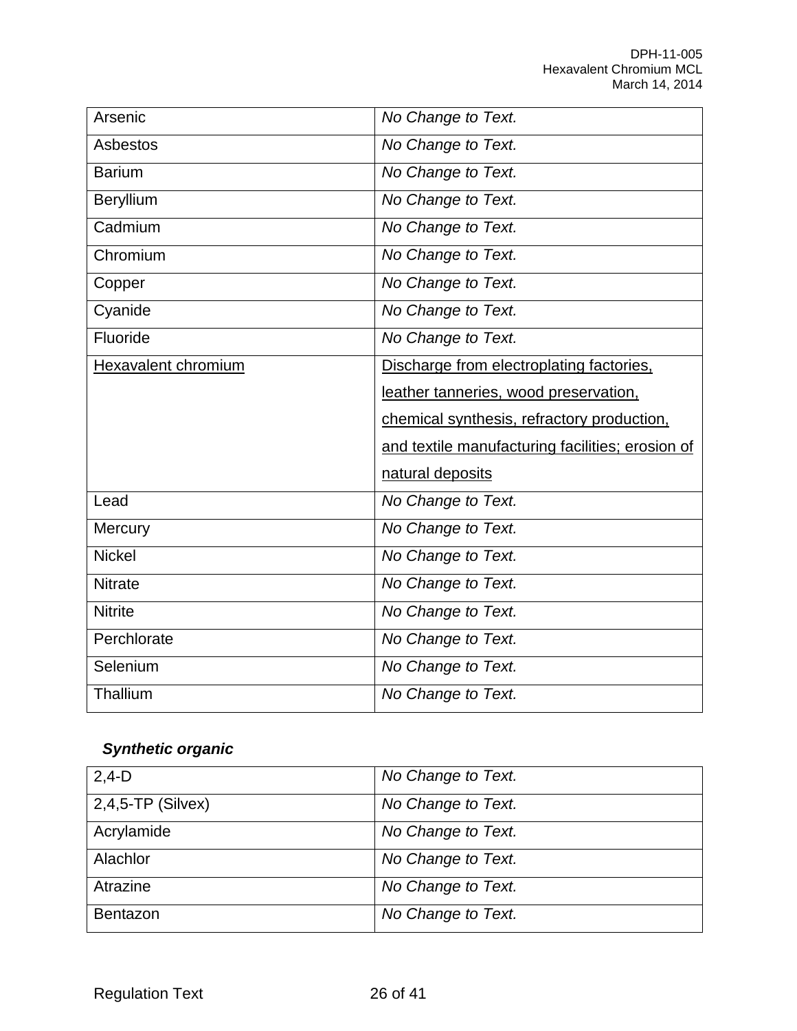| | |
|---|---|
| Arsenic | *No Change to Text.* |
| Asbestos | *No Change to Text.* |
| Barium | *No Change to Text.* |
| Beryllium | *No Change to Text.* |
| Cadmium | *No Change to Text.* |
| Chromium | *No Change to Text.* |
| Copper | *No Change to Text.* |
| Cyanide | *No Change to Text.* |
| Fluoride | *No Change to Text.* |
| <u>Hexavalent chromium</u> | <u>Discharge from electroplating factories, leather tanneries, wood preservation, chemical synthesis, refractory production, and textile manufacturing facilities; erosion of natural deposits</u> |
| Lead | *No Change to Text.* |
| Mercury | *No Change to Text.* |
| Nickel | *No Change to Text.* |
| Nitrate | *No Change to Text.* |
| Nitrite | *No Change to Text.* |
| Perchlorate | *No Change to Text.* |
| Selenium | *No Change to Text.* |
| Thallium | *No Change to Text.* |

***Synthetic organic***

| | |
|---|---|
| 2,4-D | *No Change to Text.* |
| 2,4,5-TP (Silvex) | *No Change to Text.* |
| Acrylamide | *No Change to Text.* |
| Alachlor | *No Change to Text.* |
| Atrazine | *No Change to Text.* |
| Bentazon | *No Change to Text.* |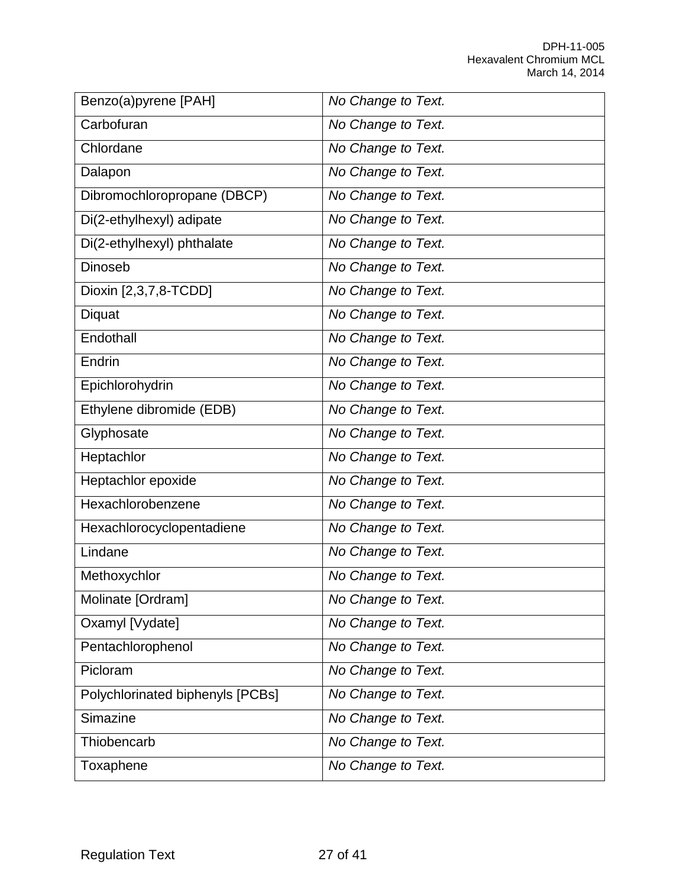| Benzo(a)pyrene [PAH] | *No Change to Text.* |
|---|---|
| Carbofuran | *No Change to Text.* |
| Chlordane | *No Change to Text.* |
| Dalapon | *No Change to Text.* |
| Dibromochloropropane (DBCP) | *No Change to Text.* |
| Di(2-ethylhexyl) adipate | *No Change to Text.* |
| Di(2-ethylhexyl) phthalate | *No Change to Text.* |
| Dinoseb | *No Change to Text.* |
| Dioxin [2,3,7,8-TCDD] | *No Change to Text.* |
| Diquat | *No Change to Text.* |
| Endothall | *No Change to Text.* |
| Endrin | *No Change to Text.* |
| Epichlorohydrin | *No Change to Text.* |
| Ethylene dibromide (EDB) | *No Change to Text.* |
| Glyphosate | *No Change to Text.* |
| Heptachlor | *No Change to Text.* |
| Heptachlor epoxide | *No Change to Text.* |
| Hexachlorobenzene | *No Change to Text.* |
| Hexachlorocyclopentadiene | *No Change to Text.* |
| Lindane | *No Change to Text.* |
| Methoxychlor | *No Change to Text.* |
| Molinate [Ordram] | *No Change to Text.* |
| Oxamyl [Vydate] | *No Change to Text.* |
| Pentachlorophenol | *No Change to Text.* |
| Picloram | *No Change to Text.* |
| Polychlorinated biphenyls [PCBs] | *No Change to Text.* |
| Simazine | *No Change to Text.* |
| Thiobencarb | *No Change to Text.* |
| Toxaphene | *No Change to Text.* |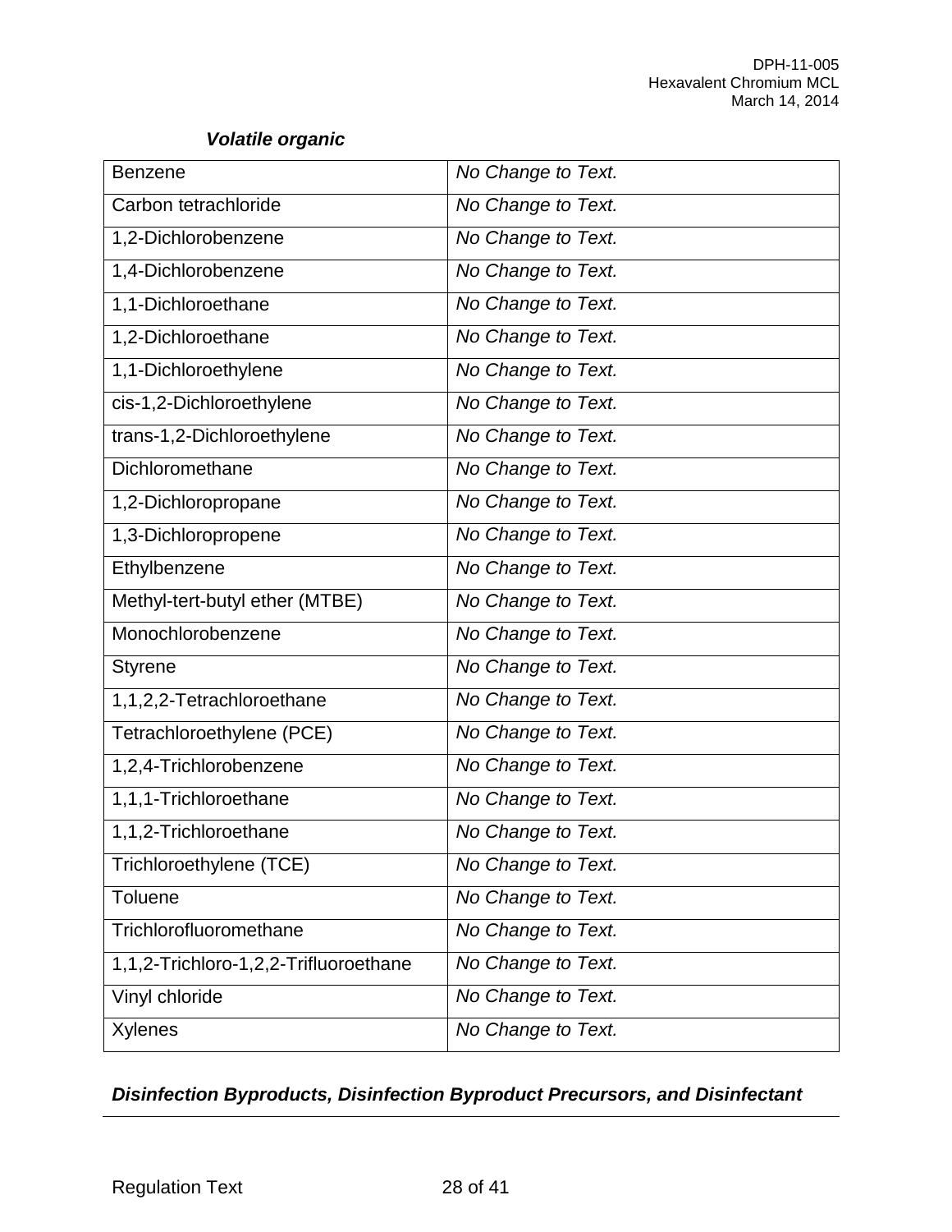***Volatile organic***

| | |
|---|---|
| Benzene | *No Change to Text.* |
| Carbon tetrachloride | *No Change to Text.* |
| 1,2-Dichlorobenzene | *No Change to Text.* |
| 1,4-Dichlorobenzene | *No Change to Text.* |
| 1,1-Dichloroethane | *No Change to Text.* |
| 1,2-Dichloroethane | *No Change to Text.* |
| 1,1-Dichloroethylene | *No Change to Text.* |
| cis-1,2-Dichloroethylene | *No Change to Text.* |
| trans-1,2-Dichloroethylene | *No Change to Text.* |
| Dichloromethane | *No Change to Text.* |
| 1,2-Dichloropropane | *No Change to Text.* |
| 1,3-Dichloropropene | *No Change to Text.* |
| Ethylbenzene | *No Change to Text.* |
| Methyl-tert-butyl ether (MTBE) | *No Change to Text.* |
| Monochlorobenzene | *No Change to Text.* |
| Styrene | *No Change to Text.* |
| 1,1,2,2-Tetrachloroethane | *No Change to Text.* |
| Tetrachloroethylene (PCE) | *No Change to Text.* |
| 1,2,4-Trichlorobenzene | *No Change to Text.* |
| 1,1,1-Trichloroethane | *No Change to Text.* |
| 1,1,2-Trichloroethane | *No Change to Text.* |
| Trichloroethylene (TCE) | *No Change to Text.* |
| Toluene | *No Change to Text.* |
| Trichlorofluoromethane | *No Change to Text.* |
| 1,1,2-Trichloro-1,2,2-Trifluoroethane | *No Change to Text.* |
| Vinyl chloride | *No Change to Text.* |
| Xylenes | *No Change to Text.* |

***Disinfection Byproducts, Disinfection Byproduct Precursors, and Disinfectant***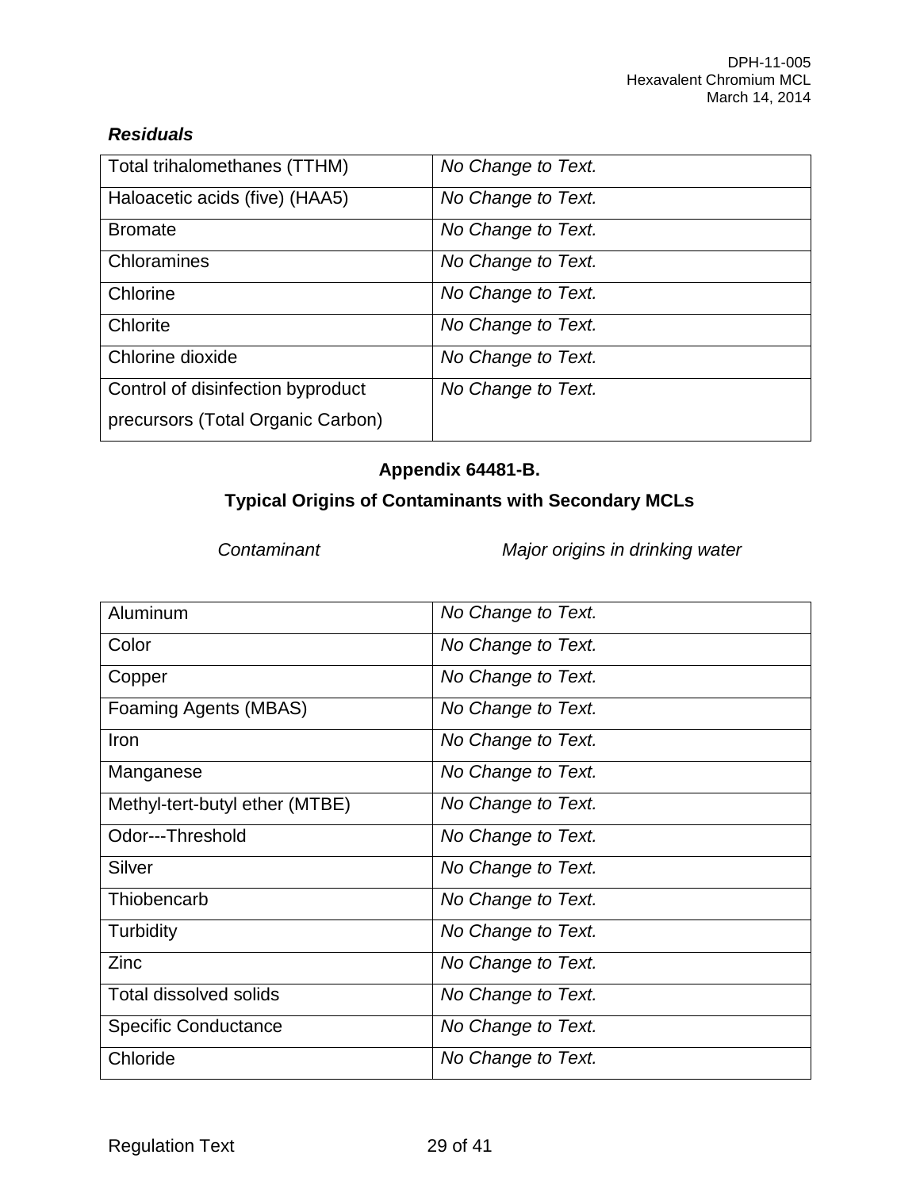***Residuals***

| | |
|---|---|
| Total trihalomethanes (TTHM) | *No Change to Text.* |
| Haloacetic acids (five) (HAA5) | *No Change to Text.* |
| Bromate | *No Change to Text.* |
| Chloramines | *No Change to Text.* |
| Chlorine | *No Change to Text.* |
| Chlorite | *No Change to Text.* |
| Chlorine dioxide | *No Change to Text.* |
| Control of disinfection byproduct precursors (Total Organic Carbon) | *No Change to Text.* |

**Appendix 64481-B.**

**Typical Origins of Contaminants with Secondary MCLs**

| *Contaminant* | *Major origins in drinking water* |
|---|---|
| Aluminum | *No Change to Text.* |
| Color | *No Change to Text.* |
| Copper | *No Change to Text.* |
| Foaming Agents (MBAS) | *No Change to Text.* |
| Iron | *No Change to Text.* |
| Manganese | *No Change to Text.* |
| Methyl-tert-butyl ether (MTBE) | *No Change to Text.* |
| Odor---Threshold | *No Change to Text.* |
| Silver | *No Change to Text.* |
| Thiobencarb | *No Change to Text.* |
| Turbidity | *No Change to Text.* |
| Zinc | *No Change to Text.* |
| Total dissolved solids | *No Change to Text.* |
| Specific Conductance | *No Change to Text.* |
| Chloride | *No Change to Text.* |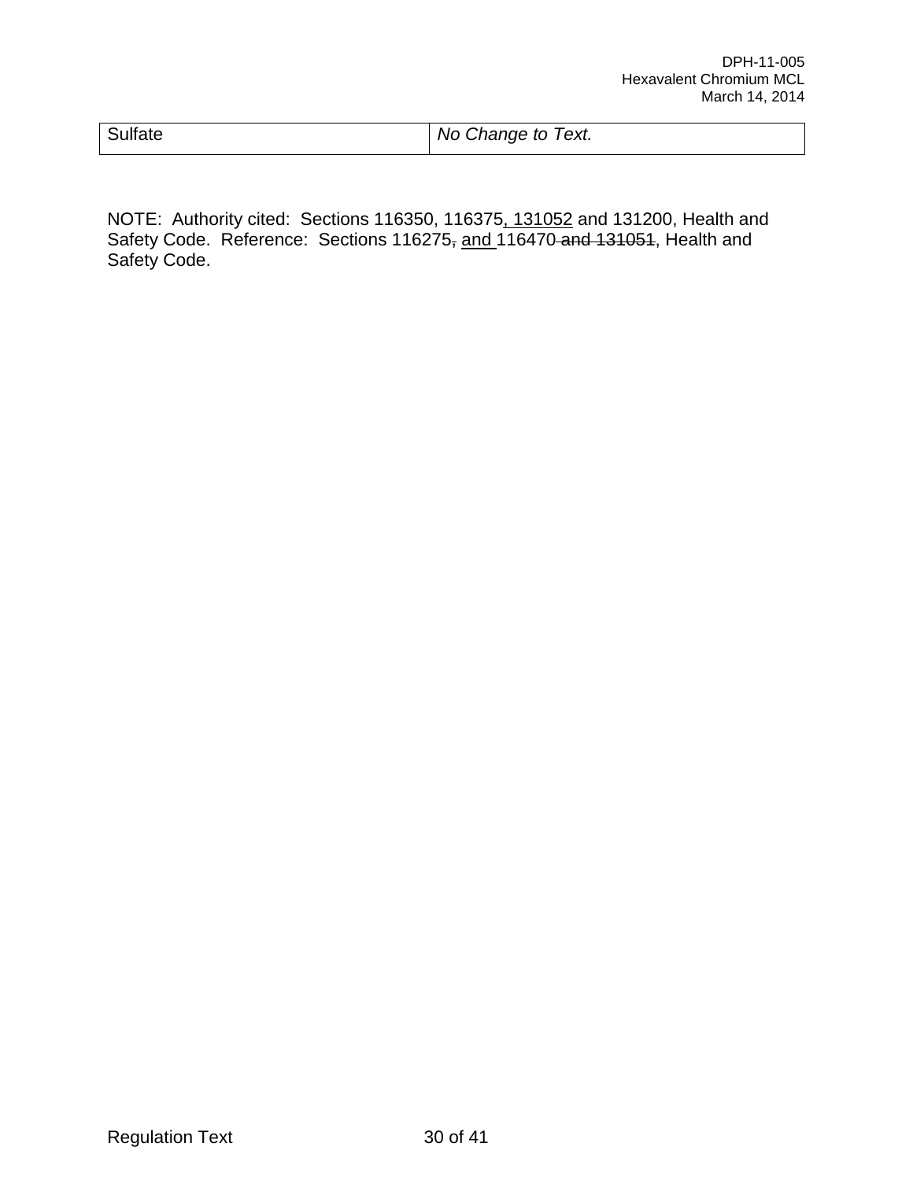| Sulfate | *No Change to Text.* |
|---|---|

NOTE: Authority cited: Sections 116350, 116375<u>, 131052</u> and 131200, Health and Safety Code. Reference: Sections 116275~~,~~ <u>and </u>116470~~ and 131051~~, Health and Safety Code.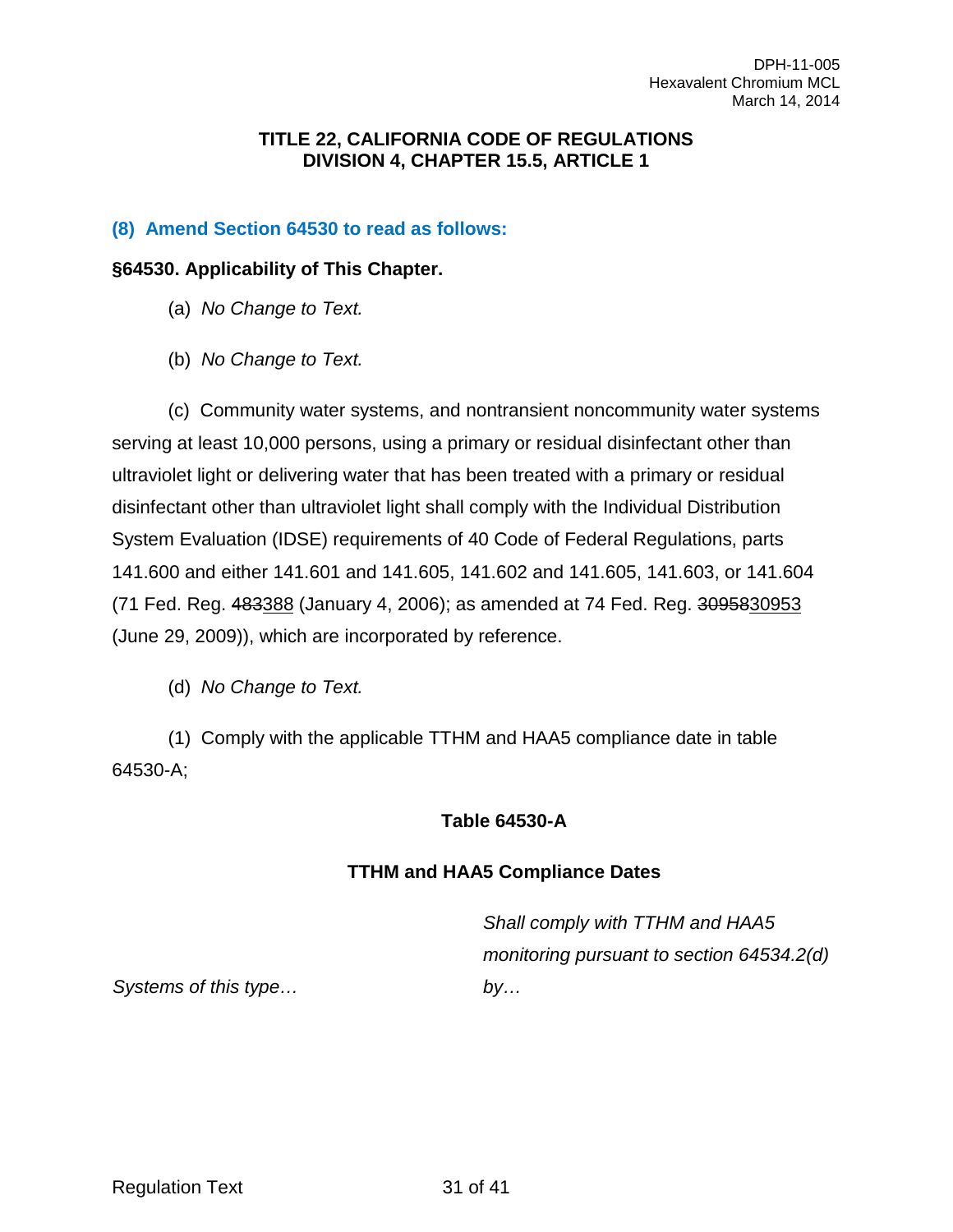### TITLE 22, CALIFORNIA CODE OF REGULATIONS
### DIVISION 4, CHAPTER 15.5, ARTICLE 1

**(8) Amend Section 64530 to read as follows:**

**§64530. Applicability of This Chapter.**

(a) *No Change to Text.*

(b) *No Change to Text.*

(c) Community water systems, and nontransient noncommunity water systems serving at least 10,000 persons, using a primary or residual disinfectant other than ultraviolet light or delivering water that has been treated with a primary or residual disinfectant other than ultraviolet light shall comply with the Individual Distribution System Evaluation (IDSE) requirements of 40 Code of Federal Regulations, parts 141.600 and either 141.601 and 141.605, 141.602 and 141.605, 141.603, or 141.604 (71 Fed. Reg. ~~483~~<u>388</u> (January 4, 2006); as amended at 74 Fed. Reg. ~~30958~~<u>30953</u> (June 29, 2009)), which are incorporated by reference.

(d) *No Change to Text.*

(1) Comply with the applicable TTHM and HAA5 compliance date in table 64530-A;

**Table 64530-A**

**TTHM and HAA5 Compliance Dates**

| *Systems of this type…* | *Shall comply with TTHM and HAA5 monitoring pursuant to section 64534.2(d) by…* |
|---|---|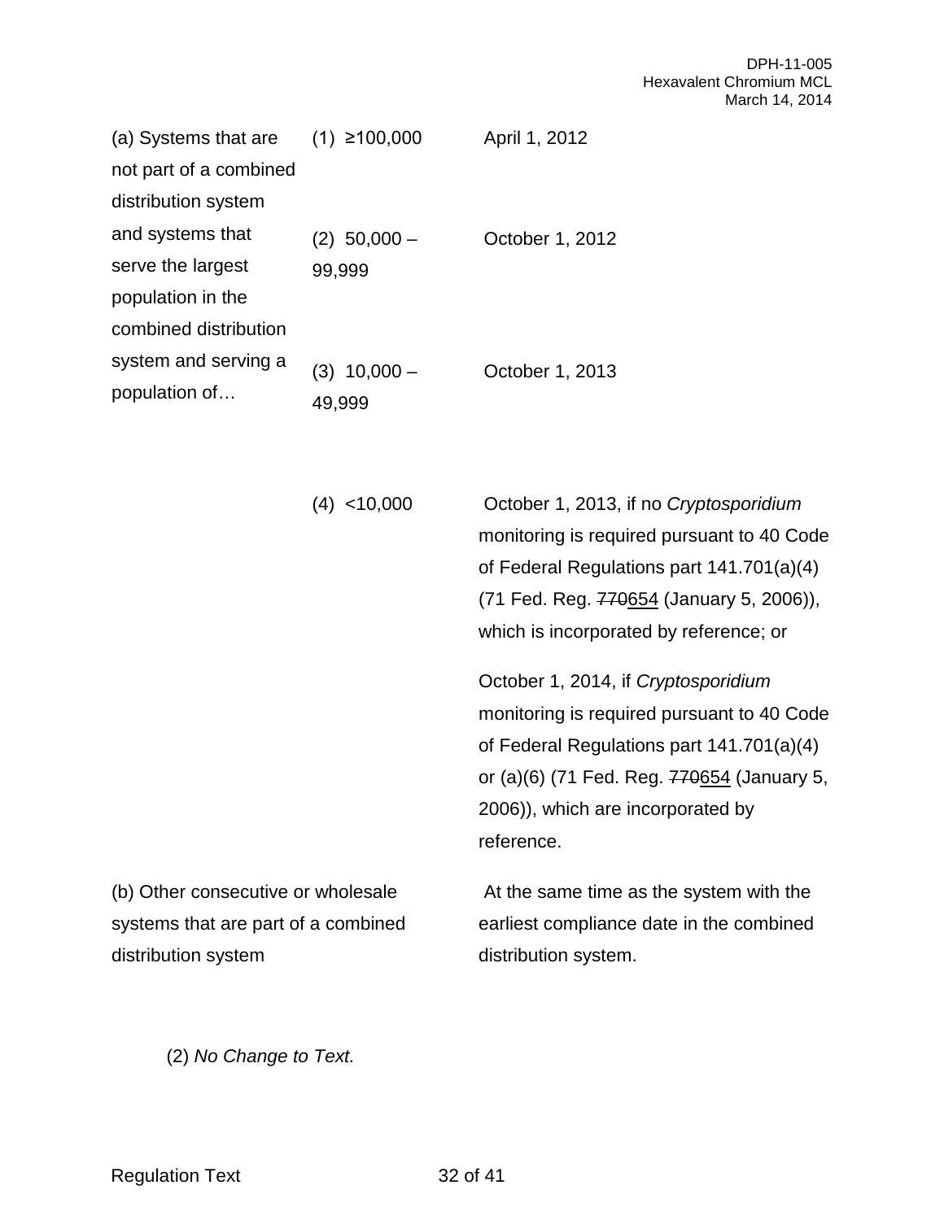| | | |
|---|---|---|
| (a) Systems that are not part of a combined distribution system and systems that serve the largest population in the combined distribution system and serving a population of… | (1) ≥100,000 | April 1, 2012 |
| | (2) 50,000 – 99,999 | October 1, 2012 |
| | (3) 10,000 – 49,999 | October 1, 2013 |
| | (4) <10,000 | October 1, 2013, if no *Cryptosporidium* monitoring is required pursuant to 40 Code of Federal Regulations part 141.701(a)(4) (71 Fed. Reg. ~~770~~654 (January 5, 2006)), which is incorporated by reference; or<br><br>October 1, 2014, if *Cryptosporidium* monitoring is required pursuant to 40 Code of Federal Regulations part 141.701(a)(4) or (a)(6) (71 Fed. Reg. ~~770~~654 (January 5, 2006)), which are incorporated by reference. |
| (b) Other consecutive or wholesale systems that are part of a combined distribution system | | At the same time as the system with the earliest compliance date in the combined distribution system. |

(2) *No Change to Text.*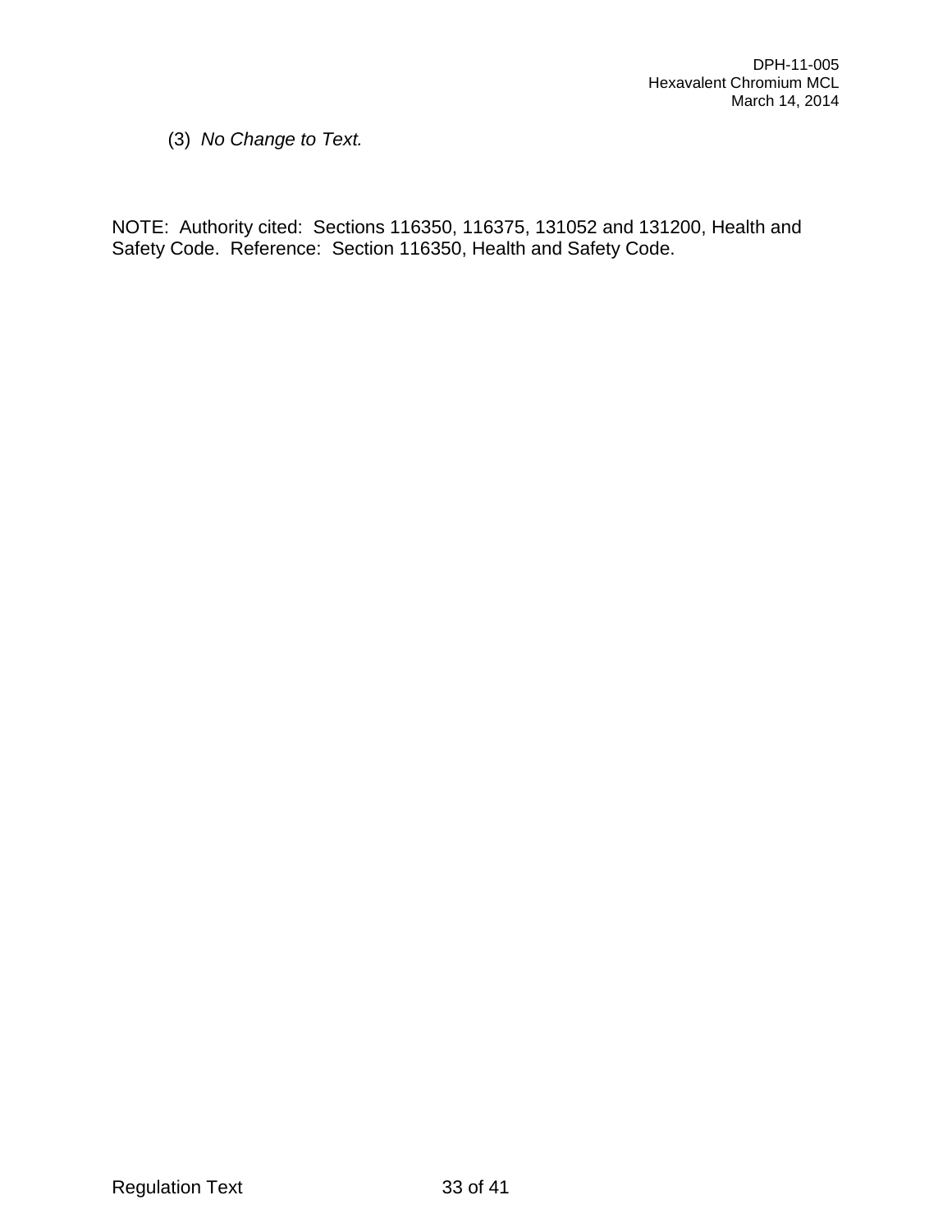(3) *No Change to Text.*

NOTE: Authority cited: Sections 116350, 116375, 131052 and 131200, Health and Safety Code. Reference: Section 116350, Health and Safety Code.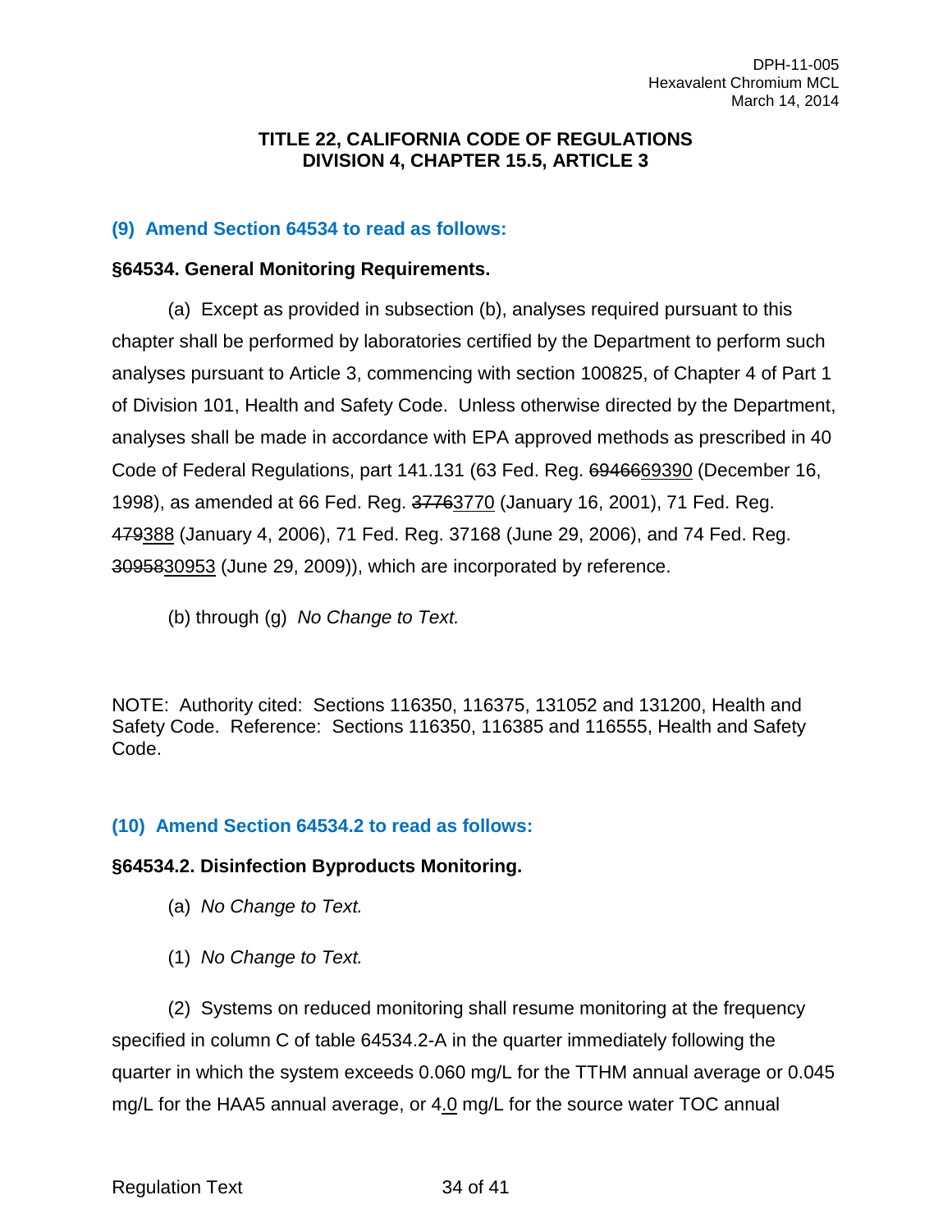**TITLE 22, CALIFORNIA CODE OF REGULATIONS**
**DIVISION 4, CHAPTER 15.5, ARTICLE 3**

### (9) Amend Section 64534 to read as follows:

**§64534. General Monitoring Requirements.**

(a) Except as provided in subsection (b), analyses required pursuant to this chapter shall be performed by laboratories certified by the Department to perform such analyses pursuant to Article 3, commencing with section 100825, of Chapter 4 of Part 1 of Division 101, Health and Safety Code. Unless otherwise directed by the Department, analyses shall be made in accordance with EPA approved methods as prescribed in 40 Code of Federal Regulations, part 141.131 (63 Fed. Reg. ~~69466~~<u>69390</u> (December 16, 1998), as amended at 66 Fed. Reg. ~~3776~~<u>3770</u> (January 16, 2001), 71 Fed. Reg. ~~479~~<u>388</u> (January 4, 2006), 71 Fed. Reg. 37168 (June 29, 2006), and 74 Fed. Reg. ~~30958~~<u>30953</u> (June 29, 2009)), which are incorporated by reference.

(b) through (g) *No Change to Text.*

NOTE: Authority cited: Sections 116350, 116375, 131052 and 131200, Health and Safety Code. Reference: Sections 116350, 116385 and 116555, Health and Safety Code.

### (10) Amend Section 64534.2 to read as follows:

**§64534.2. Disinfection Byproducts Monitoring.**

(a) *No Change to Text.*

(1) *No Change to Text.*

(2) Systems on reduced monitoring shall resume monitoring at the frequency specified in column C of table 64534.2-A in the quarter immediately following the quarter in which the system exceeds 0.060 mg/L for the TTHM annual average or 0.045 mg/L for the HAA5 annual average, or 4<u>.0</u> mg/L for the source water TOC annual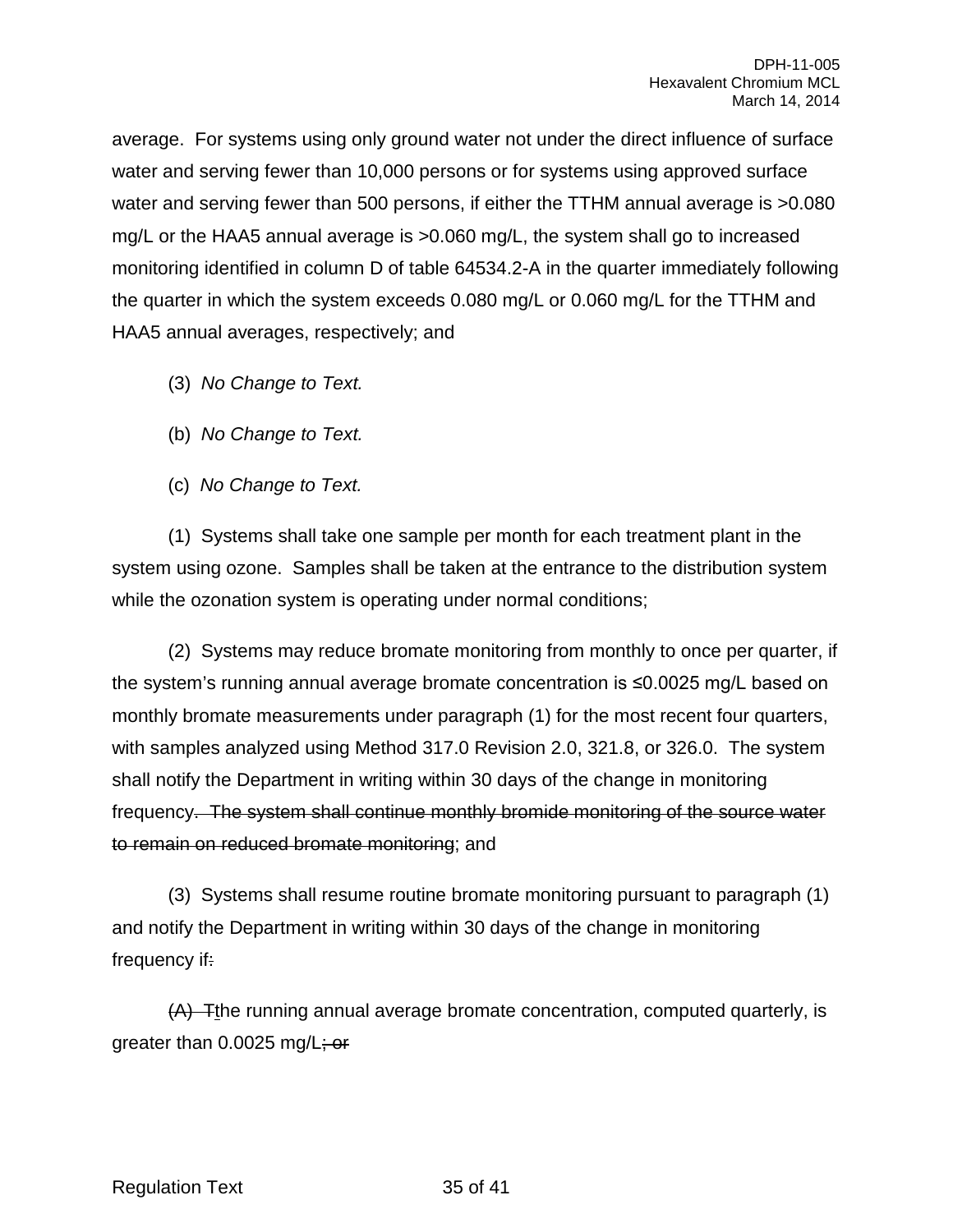average. For systems using only ground water not under the direct influence of surface water and serving fewer than 10,000 persons or for systems using approved surface water and serving fewer than 500 persons, if either the TTHM annual average is >0.080 mg/L or the HAA5 annual average is >0.060 mg/L, the system shall go to increased monitoring identified in column D of table 64534.2-A in the quarter immediately following the quarter in which the system exceeds 0.080 mg/L or 0.060 mg/L for the TTHM and HAA5 annual averages, respectively; and

(3) *No Change to Text.*

(b) *No Change to Text.*

(c) *No Change to Text.*

(1) Systems shall take one sample per month for each treatment plant in the system using ozone. Samples shall be taken at the entrance to the distribution system while the ozonation system is operating under normal conditions;

(2) Systems may reduce bromate monitoring from monthly to once per quarter, if the system's running annual average bromate concentration is ≤0.0025 mg/L based on monthly bromate measurements under paragraph (1) for the most recent four quarters, with samples analyzed using Method 317.0 Revision 2.0, 321.8, or 326.0. The system shall notify the Department in writing within 30 days of the change in monitoring frequency~~. The system shall continue monthly bromide monitoring of the source water to remain on reduced bromate monitoring~~; and

(3) Systems shall resume routine bromate monitoring pursuant to paragraph (1) and notify the Department in writing within 30 days of the change in monitoring frequency if~~:~~

~~(A) T~~the running annual average bromate concentration, computed quarterly, is greater than 0.0025 mg/L~~; or~~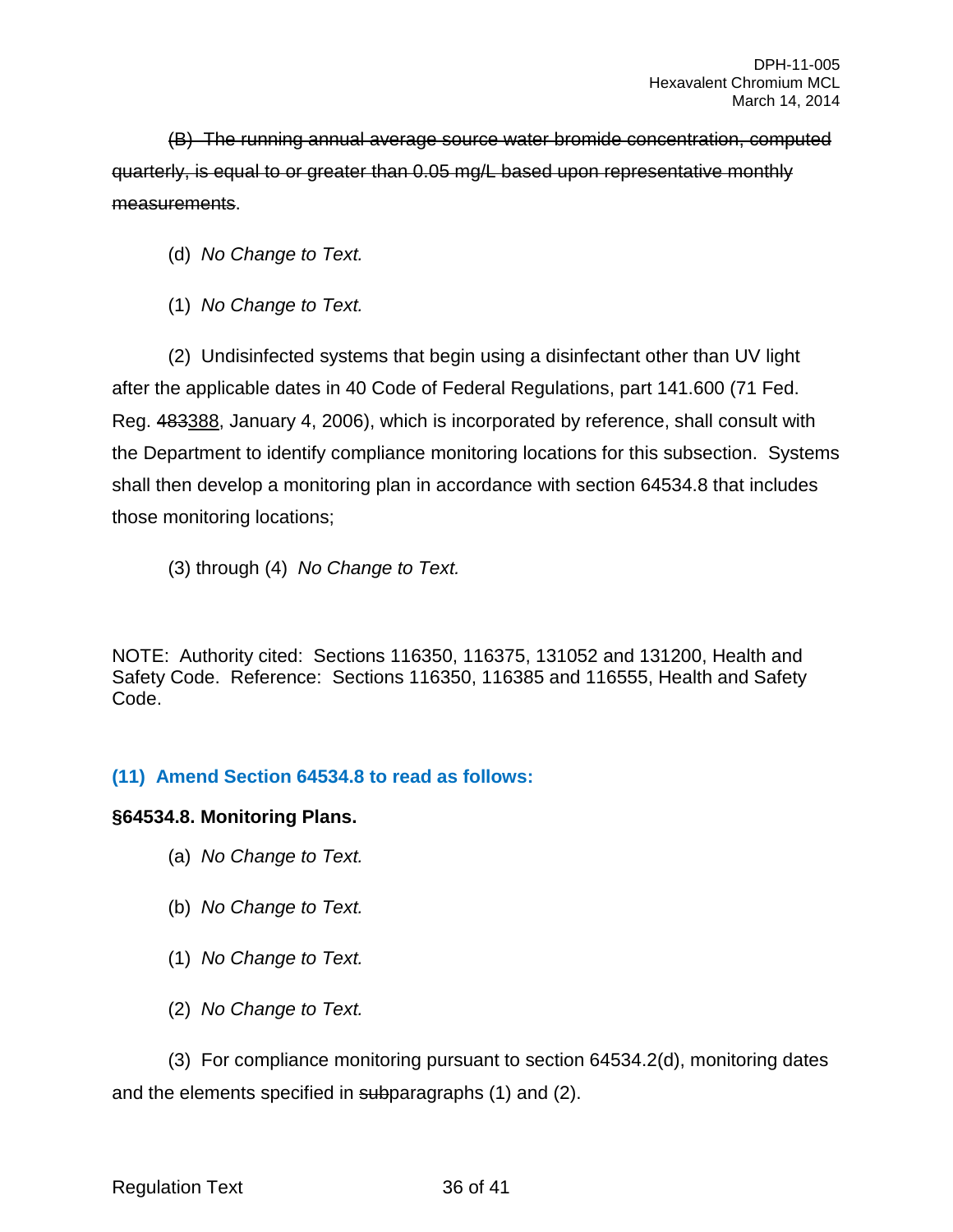~~(B) The running annual average source water bromide concentration, computed quarterly, is equal to or greater than 0.05 mg/L based upon representative monthly measurements~~.

(d) *No Change to Text.*

(1) *No Change to Text.*

(2) Undisinfected systems that begin using a disinfectant other than UV light after the applicable dates in 40 Code of Federal Regulations, part 141.600 (71 Fed. Reg. ~~483~~<u>388</u>, January 4, 2006), which is incorporated by reference, shall consult with the Department to identify compliance monitoring locations for this subsection. Systems shall then develop a monitoring plan in accordance with section 64534.8 that includes those monitoring locations;

(3) through (4) *No Change to Text.*

NOTE: Authority cited: Sections 116350, 116375, 131052 and 131200, Health and Safety Code. Reference: Sections 116350, 116385 and 116555, Health and Safety Code.

### (11) Amend Section 64534.8 to read as follows:

**§64534.8. Monitoring Plans.**

(a) *No Change to Text.*

(b) *No Change to Text.*

(1) *No Change to Text.*

(2) *No Change to Text.*

(3) For compliance monitoring pursuant to section 64534.2(d), monitoring dates and the elements specified in ~~sub~~paragraphs (1) and (2).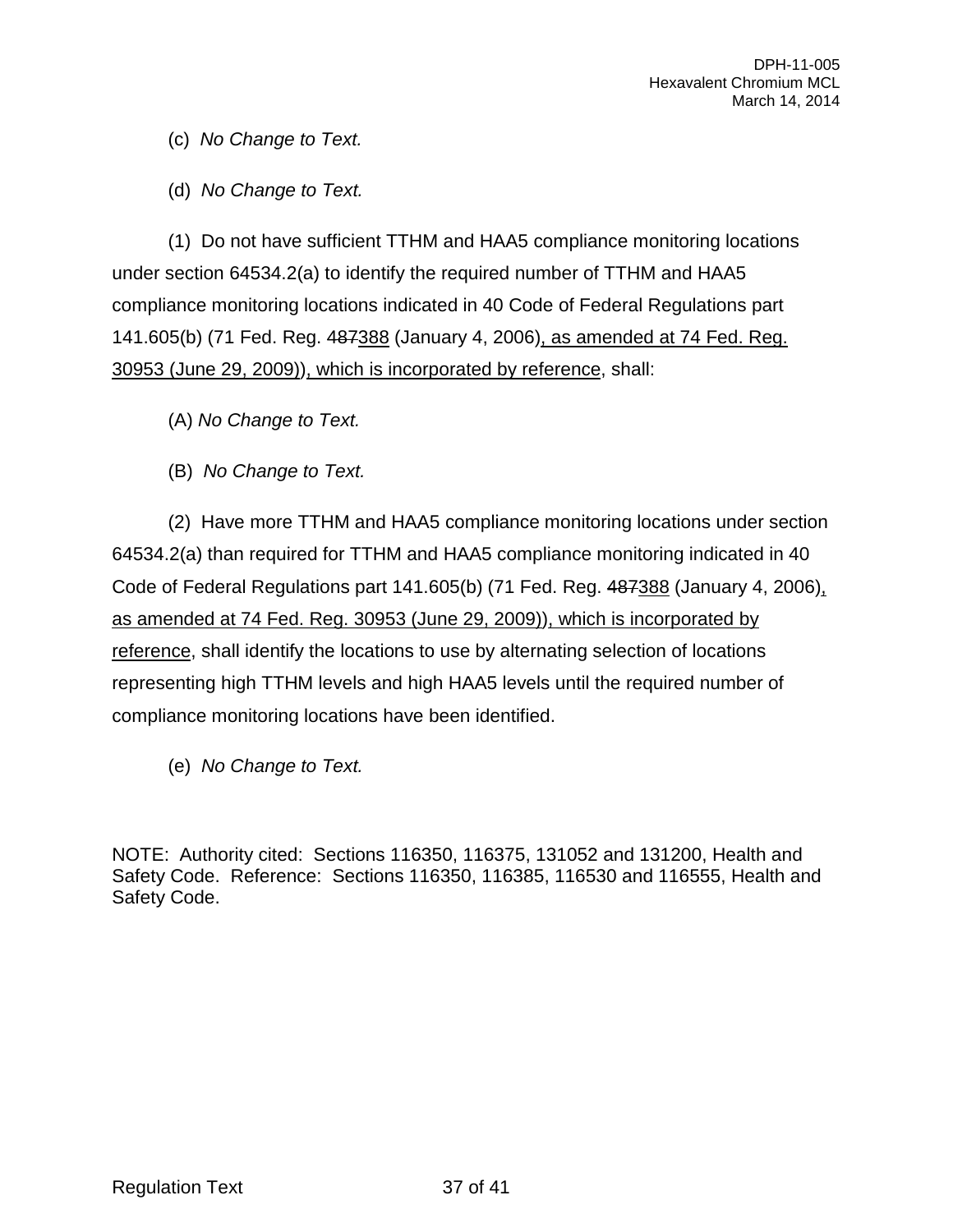(c) *No Change to Text.*

(d) *No Change to Text.*

(1) Do not have sufficient TTHM and HAA5 compliance monitoring locations under section 64534.2(a) to identify the required number of TTHM and HAA5 compliance monitoring locations indicated in 40 Code of Federal Regulations part 141.605(b) (71 Fed. Reg. ~~487~~<u>388</u> (January 4, 2006)<u>, as amended at 74 Fed. Reg. 30953 (June 29, 2009))</u><u>, which is incorporated by reference</u>, shall:

(A) *No Change to Text.*

(B) *No Change to Text.*

(2) Have more TTHM and HAA5 compliance monitoring locations under section 64534.2(a) than required for TTHM and HAA5 compliance monitoring indicated in 40 Code of Federal Regulations part 141.605(b) (71 Fed. Reg. ~~487~~<u>388</u> (January 4, 2006)<u>, as amended at 74 Fed. Reg. 30953 (June 29, 2009))</u><u>, which is incorporated by reference</u>, shall identify the locations to use by alternating selection of locations representing high TTHM levels and high HAA5 levels until the required number of compliance monitoring locations have been identified.

(e) *No Change to Text.*

NOTE: Authority cited: Sections 116350, 116375, 131052 and 131200, Health and Safety Code. Reference: Sections 116350, 116385, 116530 and 116555, Health and Safety Code.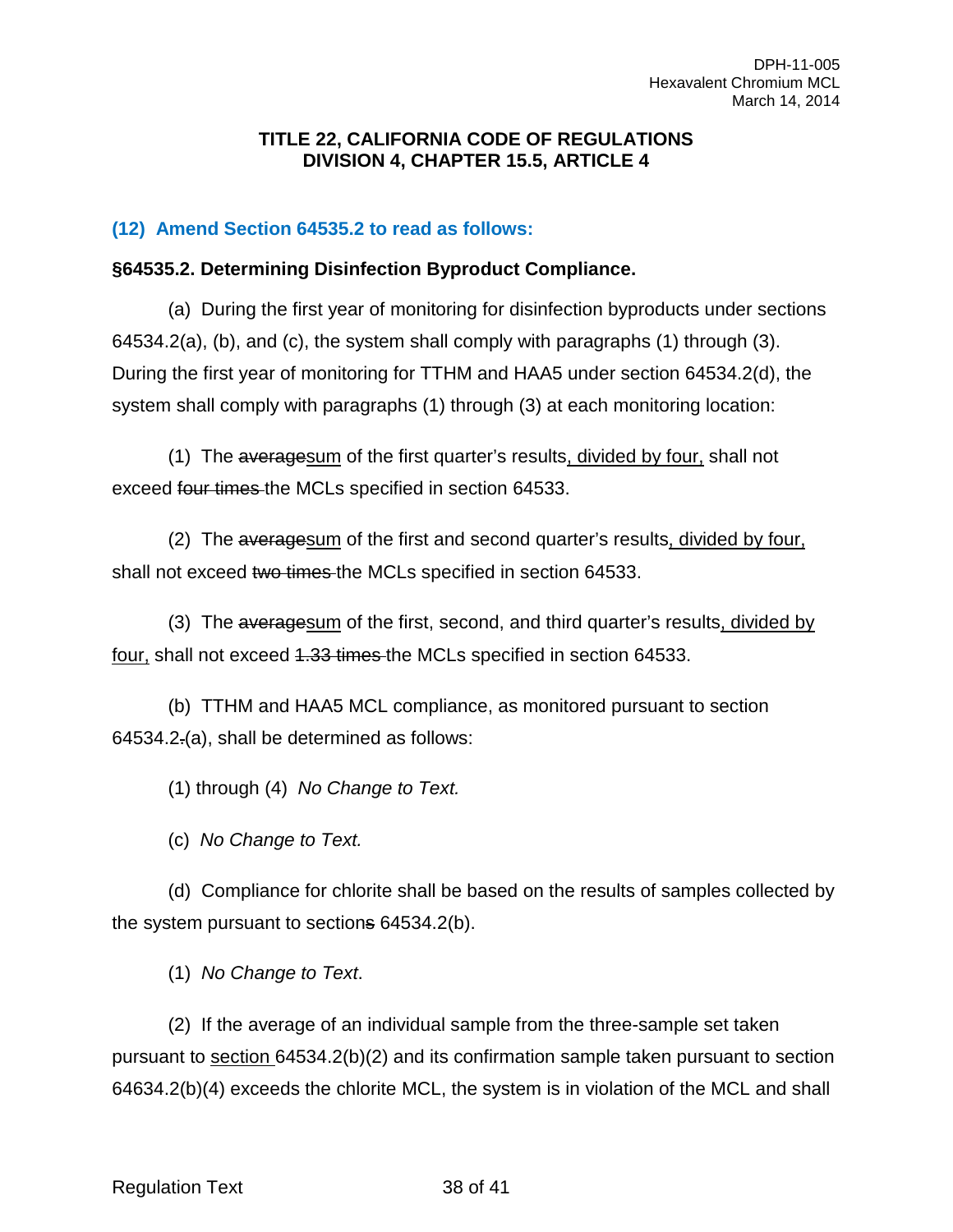# TITLE 22, CALIFORNIA CODE OF REGULATIONS
## DIVISION 4, CHAPTER 15.5, ARTICLE 4

### (12) Amend Section 64535.2 to read as follows:

**§64535.2. Determining Disinfection Byproduct Compliance.**

(a) During the first year of monitoring for disinfection byproducts under sections 64534.2(a), (b), and (c), the system shall comply with paragraphs (1) through (3). During the first year of monitoring for TTHM and HAA5 under section 64534.2(d), the system shall comply with paragraphs (1) through (3) at each monitoring location:

(1) The ~~average~~<u>sum</u> of the first quarter's results<u>, divided by four,</u> shall not exceed ~~four times~~ the MCLs specified in section 64533.

(2) The ~~average~~<u>sum</u> of the first and second quarter's results<u>, divided by four,</u> shall not exceed ~~two times~~ the MCLs specified in section 64533.

(3) The ~~average~~<u>sum</u> of the first, second, and third quarter's results<u>, divided by four,</u> shall not exceed ~~1.33 times~~ the MCLs specified in section 64533.

(b) TTHM and HAA5 MCL compliance, as monitored pursuant to section 64534.2~~.~~(a), shall be determined as follows:

(1) through (4) *No Change to Text.*

(c) *No Change to Text.*

(d) Compliance for chlorite shall be based on the results of samples collected by the system pursuant to section~~s~~ 64534.2(b).

(1) *No Change to Text*.

(2) If the average of an individual sample from the three-sample set taken pursuant to <u>section</u> 64534.2(b)(2) and its confirmation sample taken pursuant to section 64634.2(b)(4) exceeds the chlorite MCL, the system is in violation of the MCL and shall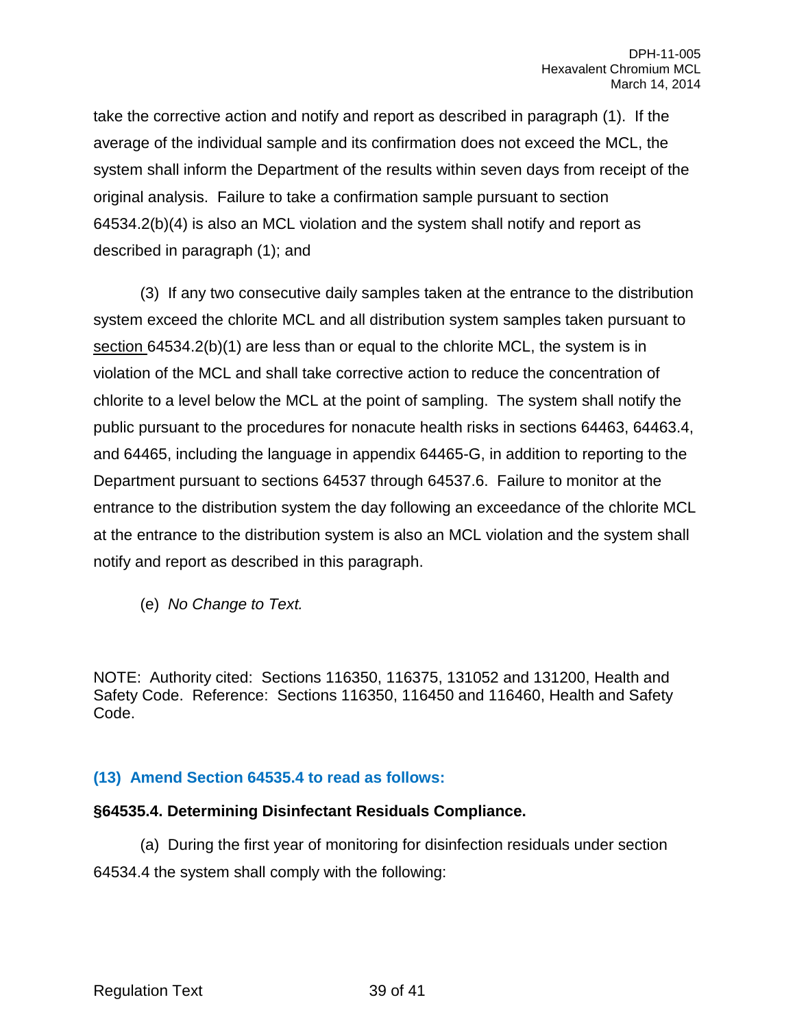take the corrective action and notify and report as described in paragraph (1). If the average of the individual sample and its confirmation does not exceed the MCL, the system shall inform the Department of the results within seven days from receipt of the original analysis. Failure to take a confirmation sample pursuant to section 64534.2(b)(4) is also an MCL violation and the system shall notify and report as described in paragraph (1); and

(3) If any two consecutive daily samples taken at the entrance to the distribution system exceed the chlorite MCL and all distribution system samples taken pursuant to <u>section</u> 64534.2(b)(1) are less than or equal to the chlorite MCL, the system is in violation of the MCL and shall take corrective action to reduce the concentration of chlorite to a level below the MCL at the point of sampling. The system shall notify the public pursuant to the procedures for nonacute health risks in sections 64463, 64463.4, and 64465, including the language in appendix 64465-G, in addition to reporting to the Department pursuant to sections 64537 through 64537.6. Failure to monitor at the entrance to the distribution system the day following an exceedance of the chlorite MCL at the entrance to the distribution system is also an MCL violation and the system shall notify and report as described in this paragraph.

(e) *No Change to Text.*

NOTE: Authority cited: Sections 116350, 116375, 131052 and 131200, Health and Safety Code. Reference: Sections 116350, 116450 and 116460, Health and Safety Code.

### (13) Amend Section 64535.4 to read as follows:

**§64535.4. Determining Disinfectant Residuals Compliance.**

(a) During the first year of monitoring for disinfection residuals under section 64534.4 the system shall comply with the following: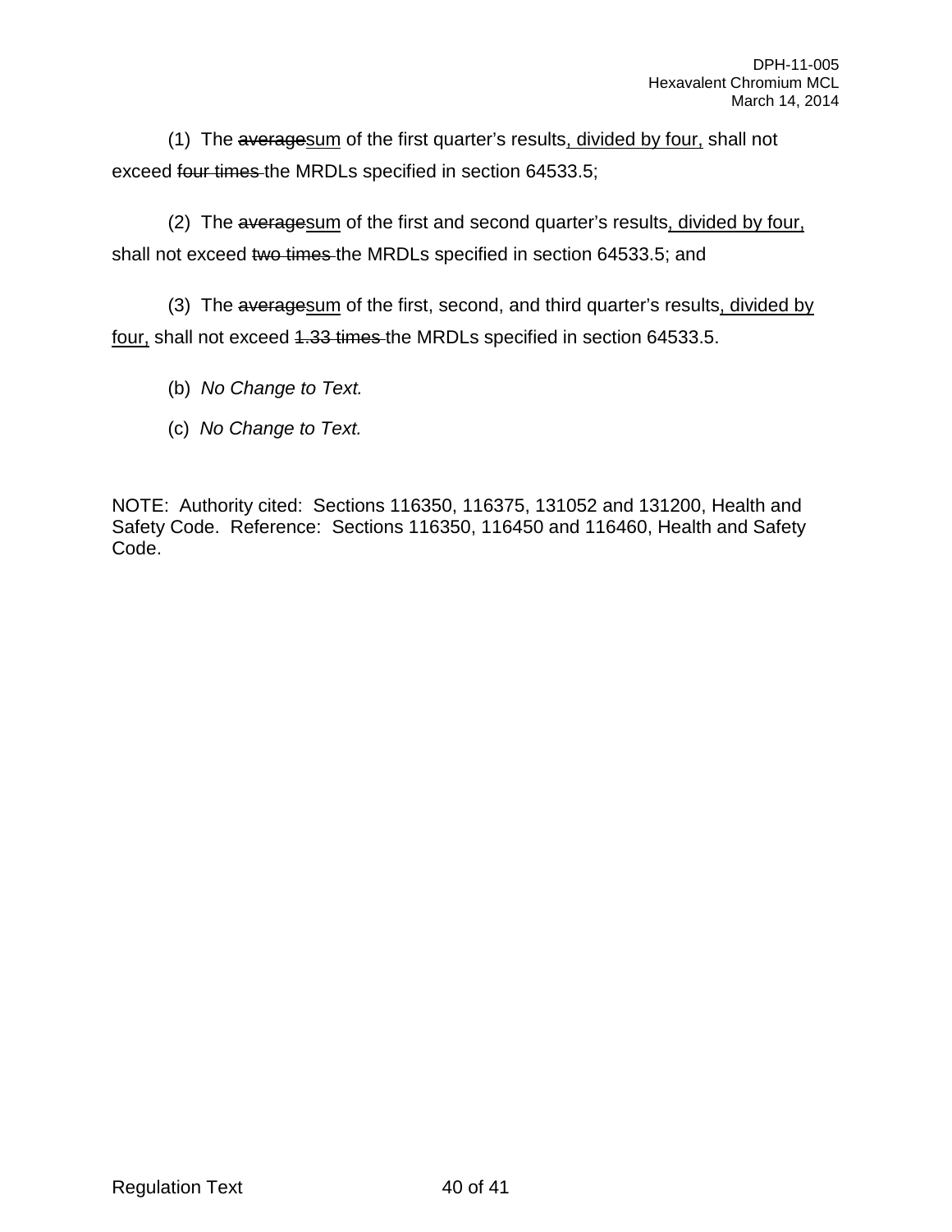(1) The ~~average~~<u>sum</u> of the first quarter's results<u>, divided by four,</u> shall not exceed ~~four times~~ the MRDLs specified in section 64533.5;

(2) The ~~average~~<u>sum</u> of the first and second quarter's results<u>, divided by four,</u> shall not exceed ~~two times~~ the MRDLs specified in section 64533.5; and

(3) The ~~average~~<u>sum</u> of the first, second, and third quarter's results<u>, divided by four,</u> shall not exceed ~~1.33 times~~ the MRDLs specified in section 64533.5.

(b) *No Change to Text.*

(c) *No Change to Text.*

NOTE: Authority cited: Sections 116350, 116375, 131052 and 131200, Health and Safety Code. Reference: Sections 116350, 116450 and 116460, Health and Safety Code.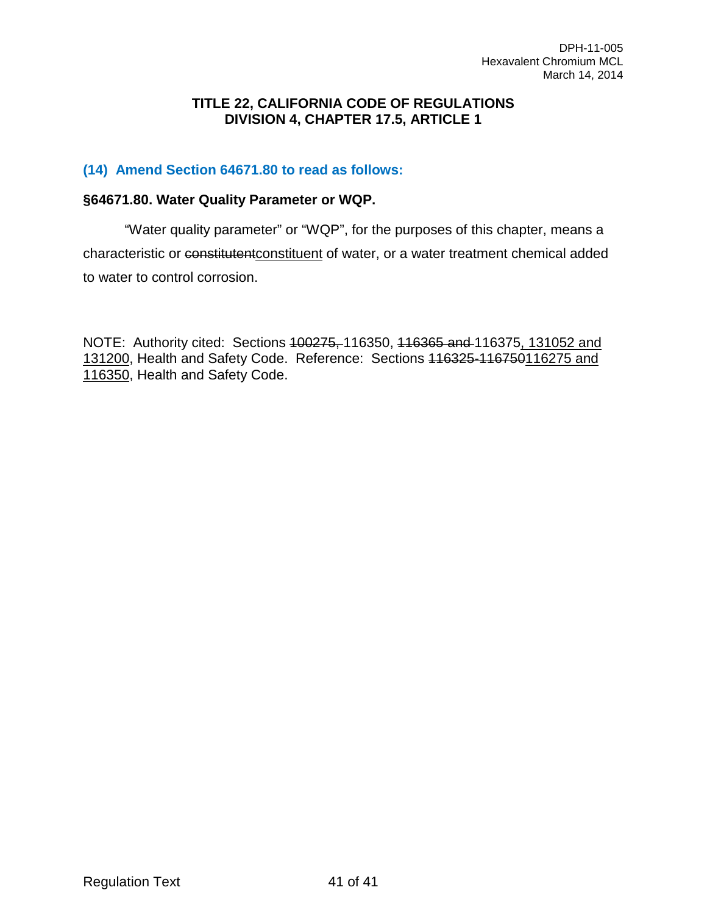**TITLE 22, CALIFORNIA CODE OF REGULATIONS**
**DIVISION 4, CHAPTER 17.5, ARTICLE 1**

### (14) Amend Section 64671.80 to read as follows:

**§64671.80. Water Quality Parameter or WQP.**

"Water quality parameter" or "WQP", for the purposes of this chapter, means a characteristic or ~~constitutent~~<u>constituent</u> of water, or a water treatment chemical added to water to control corrosion.

NOTE: Authority cited: Sections ~~100275,~~ 116350, ~~116365 and~~ 116375<u>, 131052 and 131200</u>, Health and Safety Code. Reference: Sections ~~116325-116750~~<u>116275 and 116350</u>, Health and Safety Code.